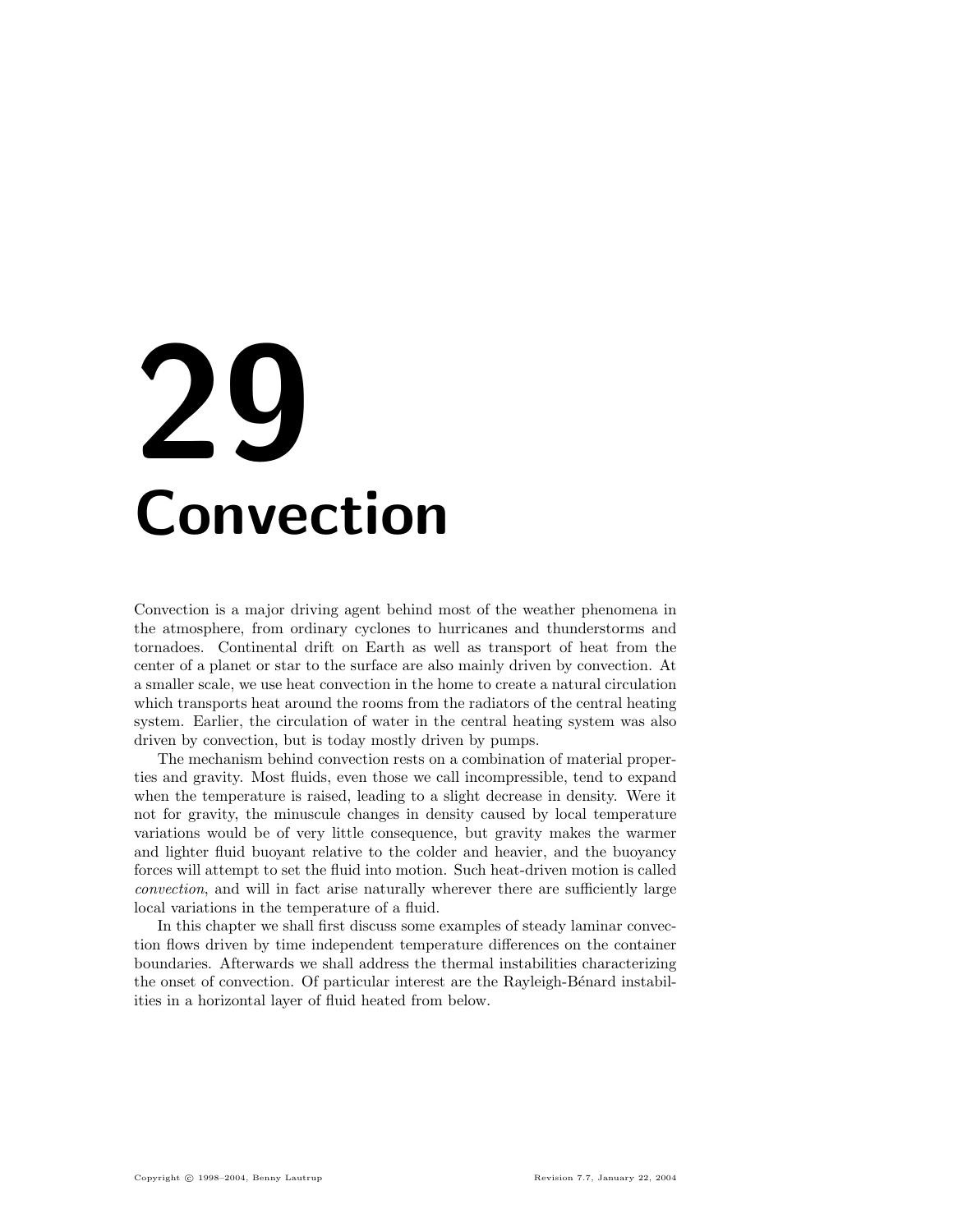# 29 Convection

Convection is a major driving agent behind most of the weather phenomena in the atmosphere, from ordinary cyclones to hurricanes and thunderstorms and tornadoes. Continental drift on Earth as well as transport of heat from the center of a planet or star to the surface are also mainly driven by convection. At a smaller scale, we use heat convection in the home to create a natural circulation which transports heat around the rooms from the radiators of the central heating system. Earlier, the circulation of water in the central heating system was also driven by convection, but is today mostly driven by pumps.

The mechanism behind convection rests on a combination of material properties and gravity. Most fluids, even those we call incompressible, tend to expand when the temperature is raised, leading to a slight decrease in density. Were it not for gravity, the minuscule changes in density caused by local temperature variations would be of very little consequence, but gravity makes the warmer and lighter fluid buoyant relative to the colder and heavier, and the buoyancy forces will attempt to set the fluid into motion. Such heat-driven motion is called *convection*, and will in fact arise naturally wherever there are sufficiently large local variations in the temperature of a fluid.

In this chapter we shall first discuss some examples of steady laminar convection flows driven by time independent temperature differences on the container boundaries. Afterwards we shall address the thermal instabilities characterizing the onset of convection. Of particular interest are the Rayleigh-Bénard instabilities in a horizontal layer of fluid heated from below.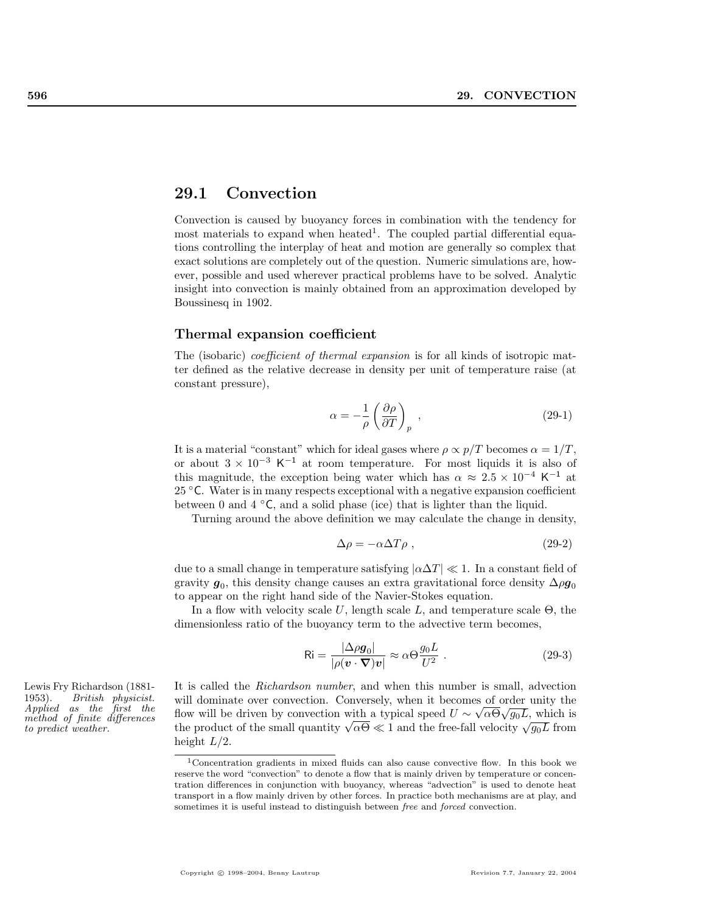## 29.1 Convection

Convection is caused by buoyancy forces in combination with the tendency for most materials to expand when heated[1]. The coupled partial differential equations controlling the interplay of heat and motion are generally so complex that exact solutions are completely out of the question. Numeric simulations are, however, possible and used wherever practical problems have to be solved. Analytic insight into convection is mainly obtained from an approximation developed by Boussinesq in 1902.

### Thermal expansion coefficient

The (isobaric) *coefficient of thermal expansion* is for all kinds of isotropic matter defined as the relative decrease in density per unit of temperature raise (at constant pressure),

$$\alpha = -\frac{1}{\rho}\left(\frac{\partial \rho}{\partial T}\right)_p \ , \tag{29-1}$$

It is a material "constant" which for ideal gases where $\rho \propto p/T$ becomes $\alpha = 1/T$, or about $3 \times 10^{-3}$ K$^{-1}$ at room temperature. For most liquids it is also of this magnitude, the exception being water which has $\alpha \approx 2.5 \times 10^{-4}$ K$^{-1}$ at 25 °C. Water is in many respects exceptional with a negative expansion coefficient between 0 and 4 °C, and a solid phase (ice) that is lighter than the liquid.

Turning around the above definition we may calculate the change in density,

$$\Delta\rho = -\alpha \Delta T \rho \ , \tag{29-2}$$

due to a small change in temperature satisfying $|\alpha \Delta T| \ll 1$. In a constant field of gravity $\boldsymbol{g}_0$, this density change causes an extra gravitational force density $\Delta\rho \boldsymbol{g}_0$ to appear on the right hand side of the Navier-Stokes equation.

In a flow with velocity scale $U$, length scale $L$, and temperature scale $\Theta$, the dimensionless ratio of the buoyancy term to the advective term becomes,

$$\mathsf{Ri} = \frac{|\Delta\rho \boldsymbol{g}_0|}{|\rho(\boldsymbol{v}\cdot\boldsymbol{\nabla})\boldsymbol{v}|} \approx \alpha\Theta \frac{g_0 L}{U^2} \ . \tag{29-3}$$

It is called the *Richardson number*, and when this number is small, advection will dominate over convection. Conversely, when it becomes of order unity the flow will be driven by convection with a typical speed $U \sim \sqrt{\alpha\Theta}\sqrt{g_0 L}$, which is the product of the small quantity $\sqrt{\alpha\Theta} \ll 1$ and the free-fall velocity $\sqrt{g_0 L}$ from height $L/2$.

Lewis Fry Richardson (1881-1953). *British physicist. Applied as the first the method of finite differences to predict weather.*

[1]Concentration gradients in mixed fluids can also cause convective flow. In this book we reserve the word "convection" to denote a flow that is mainly driven by temperature or concentration differences in conjunction with buoyancy, whereas "advection" is used to denote heat transport in a flow mainly driven by other forces. In practice both mechanisms are at play, and sometimes it is useful instead to distinguish between *free* and *forced* convection.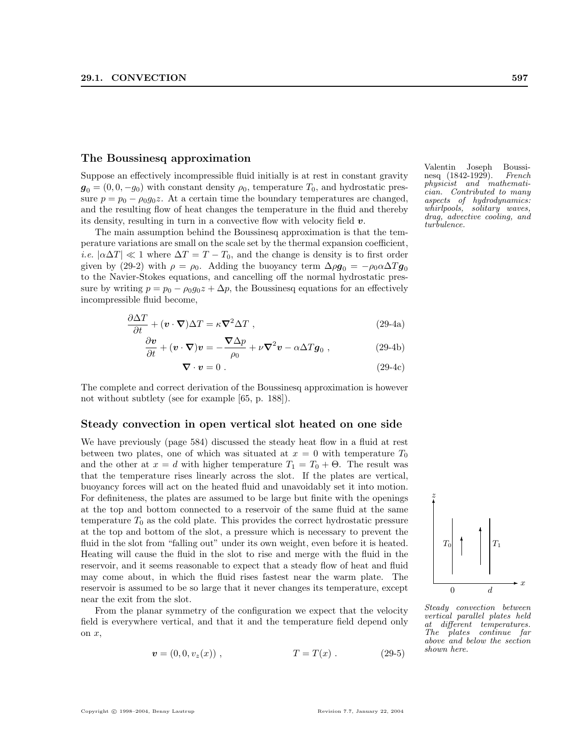## The Boussinesq approximation

Suppose an effectively incompressible fluid initially is at rest in constant gravity $\boldsymbol{g}_0 = (0, 0, -g_0)$ with constant density $\rho_0$, temperature $T_0$, and hydrostatic pressure $p = p_0 - \rho_0 g_0 z$. At a certain time the boundary temperatures are changed, and the resulting flow of heat changes the temperature in the fluid and thereby its density, resulting in turn in a convective flow with velocity field $\boldsymbol{v}$.

Valentin Joseph Boussinesq (1842-1929). *French physicist and mathematician. Contributed to many aspects of hydrodynamics: whirlpools, solitary waves, drag, advective cooling, and turbulence.*

The main assumption behind the Boussinesq approximation is that the temperature variations are small on the scale set by the thermal expansion coefficient, *i.e.* $|\alpha \Delta T| \ll 1$ where $\Delta T = T - T_0$, and the change is density is to first order given by (29-2) with $\rho = \rho_0$. Adding the buoyancy term $\Delta\rho \boldsymbol{g}_0 = -\rho_0 \alpha \Delta T \boldsymbol{g}_0$ to the Navier-Stokes equations, and cancelling off the normal hydrostatic pressure by writing $p = p_0 - \rho_0 g_0 z + \Delta p$, the Boussinesq equations for an effectively incompressible fluid become,

$$\frac{\partial \Delta T}{\partial t} + (\boldsymbol{v} \cdot \boldsymbol{\nabla}) \Delta T = \kappa \boldsymbol{\nabla}^2 \Delta T \ , \tag{29-4a}$$

$$\frac{\partial \boldsymbol{v}}{\partial t} + (\boldsymbol{v} \cdot \boldsymbol{\nabla}) \boldsymbol{v} = -\frac{\boldsymbol{\nabla} \Delta p}{\rho_0} + \nu \boldsymbol{\nabla}^2 \boldsymbol{v} - \alpha \Delta T \boldsymbol{g}_0 \ , \tag{29-4b}$$

$$\boldsymbol{\nabla} \cdot \boldsymbol{v} = 0 \ . \tag{29-4c}$$

The complete and correct derivation of the Boussinesq approximation is however not without subtlety (see for example [65, p. 188]).

## Steady convection in open vertical slot heated on one side

We have previously (page 584) discussed the steady heat flow in a fluid at rest between two plates, one of which was situated at $x = 0$ with temperature $T_0$ and the other at $x = d$ with higher temperature $T_1 = T_0 + \Theta$. The result was that the temperature rises linearly across the slot. If the plates are vertical, buoyancy forces will act on the heated fluid and unavoidably set it into motion. For definiteness, the plates are assumed to be large but finite with the openings at the top and bottom connected to a reservoir of the same fluid at the same temperature $T_0$ as the cold plate. This provides the correct hydrostatic pressure at the top and bottom of the slot, a pressure which is necessary to prevent the fluid in the slot from "falling out" under its own weight, even before it is heated. Heating will cause the fluid in the slot to rise and merge with the fluid in the reservoir, and it seems reasonable to expect that a steady flow of heat and fluid may come about, in which the fluid rises fastest near the warm plate. The reservoir is assumed to be so large that it never changes its temperature, except near the exit from the slot.

*Steady convection between vertical parallel plates held at different temperatures. The plates continue far above and below the section shown here.*

From the planar symmetry of the configuration we expect that the velocity field is everywhere vertical, and that it and the temperature field depend only on $x$,

$$\boldsymbol{v} = (0, 0, v_z(x)) \ , \qquad\qquad T = T(x) \ . \tag{29-5}$$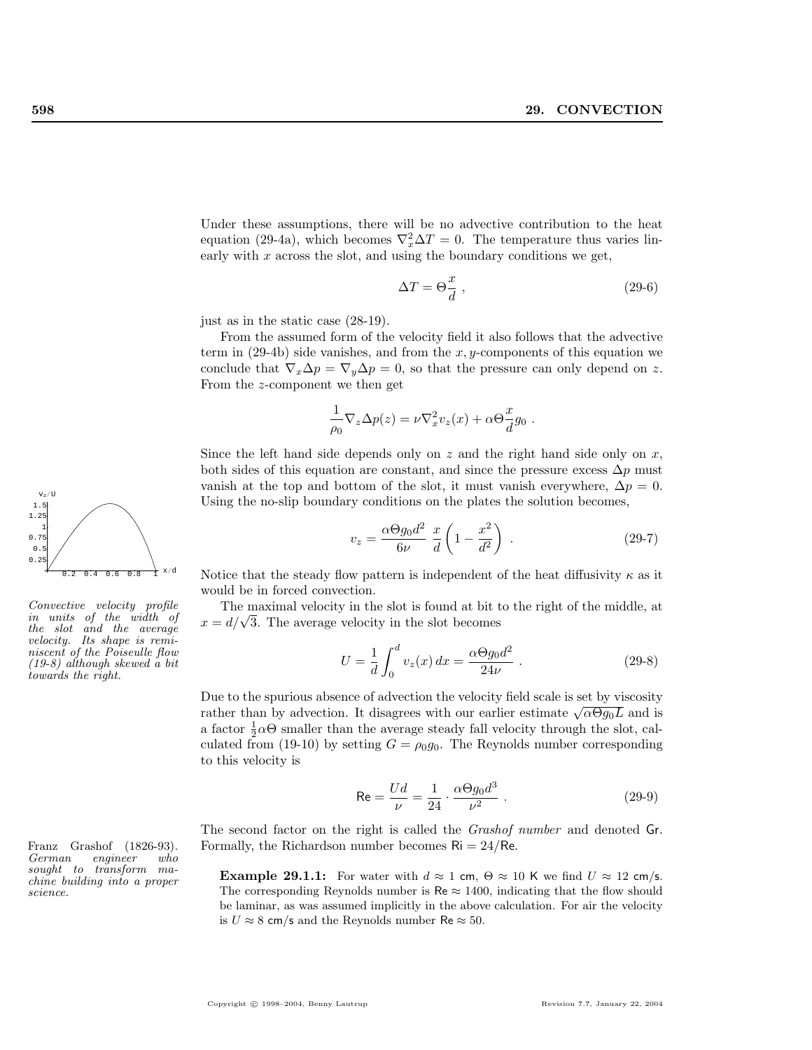Under these assumptions, there will be no advective contribution to the heat equation (29-4a), which becomes $\nabla_x^2 \Delta T = 0$. The temperature thus varies linearly with $x$ across the slot, and using the boundary conditions we get,

$$\Delta T = \Theta \frac{x}{d} , \tag{29-6}$$

just as in the static case (28-19).

From the assumed form of the velocity field it also follows that the advective term in (29-4b) side vanishes, and from the $x, y$-components of this equation we conclude that $\nabla_x \Delta p = \nabla_y \Delta p = 0$, so that the pressure can only depend on $z$. From the $z$-component we then get

$$\frac{1}{\rho_0} \nabla_z \Delta p(z) = \nu \nabla_x^2 v_z(x) + \alpha \Theta \frac{x}{d} g_0 .$$

Since the left hand side depends only on $z$ and the right hand side only on $x$, both sides of this equation are constant, and since the pressure excess $\Delta p$ must vanish at the top and bottom of the slot, it must vanish everywhere, $\Delta p = 0$. Using the no-slip boundary conditions on the plates the solution becomes,

$$v_z = \frac{\alpha \Theta g_0 d^2}{6\nu} \; \frac{x}{d} \left( 1 - \frac{x^2}{d^2} \right) . \tag{29-7}$$

*Convective velocity profile in units of the width of the slot and the average velocity. Its shape is reminiscent of the Poiseulle flow (19-8) although skewed a bit towards the right.*

Notice that the steady flow pattern is independent of the heat diffusivity $\kappa$ as it would be in forced convection.

The maximal velocity in the slot is found at bit to the right of the middle, at $x = d/\sqrt{3}$. The average velocity in the slot becomes

$$U = \frac{1}{d} \int_0^d v_z(x) \, dx = \frac{\alpha \Theta g_0 d^2}{24\nu} . \tag{29-8}$$

Due to the spurious absence of advection the velocity field scale is set by viscosity rather than by advection. It disagrees with our earlier estimate $\sqrt{\alpha \Theta g_0 L}$ and is a factor $\frac{1}{2}\alpha\Theta$ smaller than the average steady fall velocity through the slot, calculated from (19-10) by setting $G = \rho_0 g_0$. The Reynolds number corresponding to this velocity is

$$\mathsf{Re} = \frac{Ud}{\nu} = \frac{1}{24} \cdot \frac{\alpha \Theta g_0 d^3}{\nu^2} . \tag{29-9}$$

The second factor on the right is called the *Grashof number* and denoted $\mathsf{Gr}$. Formally, the Richardson number becomes $\mathsf{Ri} = 24/\mathsf{Re}$.

Franz Grashof (1826-93). *German engineer who sought to transform machine building into a proper science.*

**Example 29.1.1:** For water with $d \approx 1$ cm, $\Theta \approx 10$ K we find $U \approx 12$ cm/s. The corresponding Reynolds number is $\mathsf{Re} \approx 1400$, indicating that the flow should be laminar, as was assumed implicitly in the above calculation. For air the velocity is $U \approx 8$ cm/s and the Reynolds number $\mathsf{Re} \approx 50$.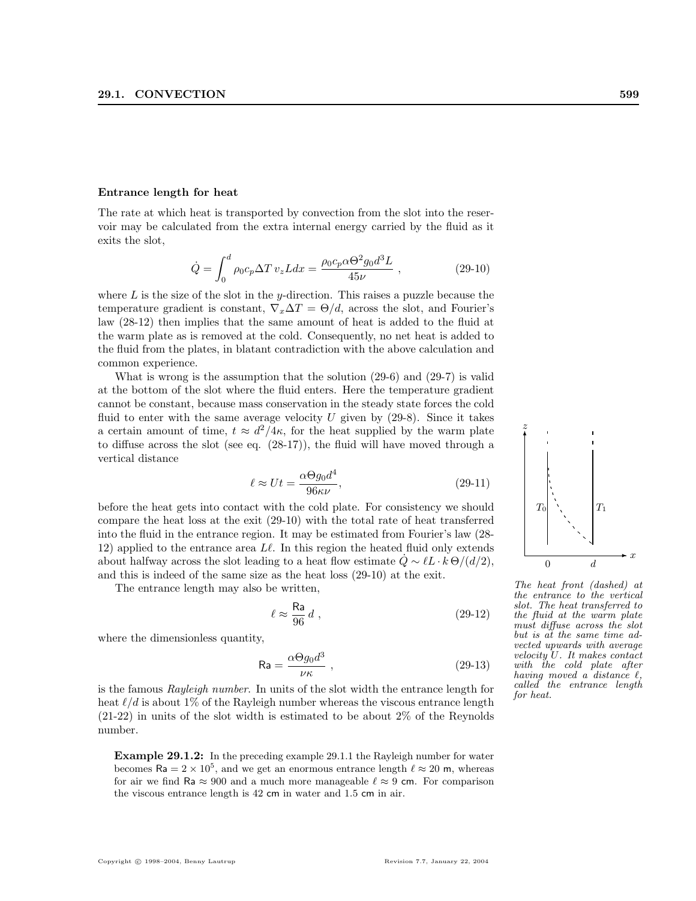### Entrance length for heat

The rate at which heat is transported by convection from the slot into the reservoir may be calculated from the extra internal energy carried by the fluid as it exits the slot,

$$\dot{Q} = \int_0^d \rho_0 c_p \Delta T \, v_z L dx = \frac{\rho_0 c_p \alpha \Theta^2 g_0 d^3 L}{45\nu} \, , \tag{29-10}$$

where $L$ is the size of the slot in the $y$-direction. This raises a puzzle because the temperature gradient is constant, $\nabla_x \Delta T = \Theta/d$, across the slot, and Fourier's law (28-12) then implies that the same amount of heat is added to the fluid at the warm plate as is removed at the cold. Consequently, no net heat is added to the fluid from the plates, in blatant contradiction with the above calculation and common experience.

What is wrong is the assumption that the solution (29-6) and (29-7) is valid at the bottom of the slot where the fluid enters. Here the temperature gradient cannot be constant, because mass conservation in the steady state forces the cold fluid to enter with the same average velocity $U$ given by (29-8). Since it takes a certain amount of time, $t \approx d^2/4\kappa$, for the heat supplied by the warm plate to diffuse across the slot (see eq. (28-17)), the fluid will have moved through a vertical distance

$$\ell \approx Ut = \frac{\alpha \Theta g_0 d^4}{96\kappa\nu}, \tag{29-11}$$

before the heat gets into contact with the cold plate. For consistency we should compare the heat loss at the exit (29-10) with the total rate of heat transferred into the fluid in the entrance region. It may be estimated from Fourier's law (28-12) applied to the entrance area $L\ell$. In this region the heated fluid only extends about halfway across the slot leading to a heat flow estimate $\dot{Q} \sim \ell L \cdot k \, \Theta/(d/2)$, and this is indeed of the same size as the heat loss (29-10) at the exit.

The entrance length may also be written,

$$\ell \approx \frac{\mathsf{Ra}}{96} \, d \, , \tag{29-12}$$

where the dimensionless quantity,

$$\mathsf{Ra} = \frac{\alpha \Theta g_0 d^3}{\nu\kappa} \, , \tag{29-13}$$

is the famous *Rayleigh number*. In units of the slot width the entrance length for heat $\ell/d$ is about 1% of the Rayleigh number whereas the viscous entrance length (21-22) in units of the slot width is estimated to be about 2% of the Reynolds number.

*The heat front (dashed) at the entrance to the vertical slot. The heat transferred to the fluid at the warm plate must diffuse across the slot but is at the same time advected upwards with average velocity $U$. It makes contact with the cold plate after having moved a distance $\ell$, called the entrance length for heat.*

**Example 29.1.2:** In the preceding example 29.1.1 the Rayleigh number for water becomes $\mathsf{Ra} = 2 \times 10^5$, and we get an enormous entrance length $\ell \approx 20$ m, whereas for air we find $\mathsf{Ra} \approx 900$ and a much more manageable $\ell \approx 9$ cm. For comparison the viscous entrance length is 42 cm in water and 1.5 cm in air.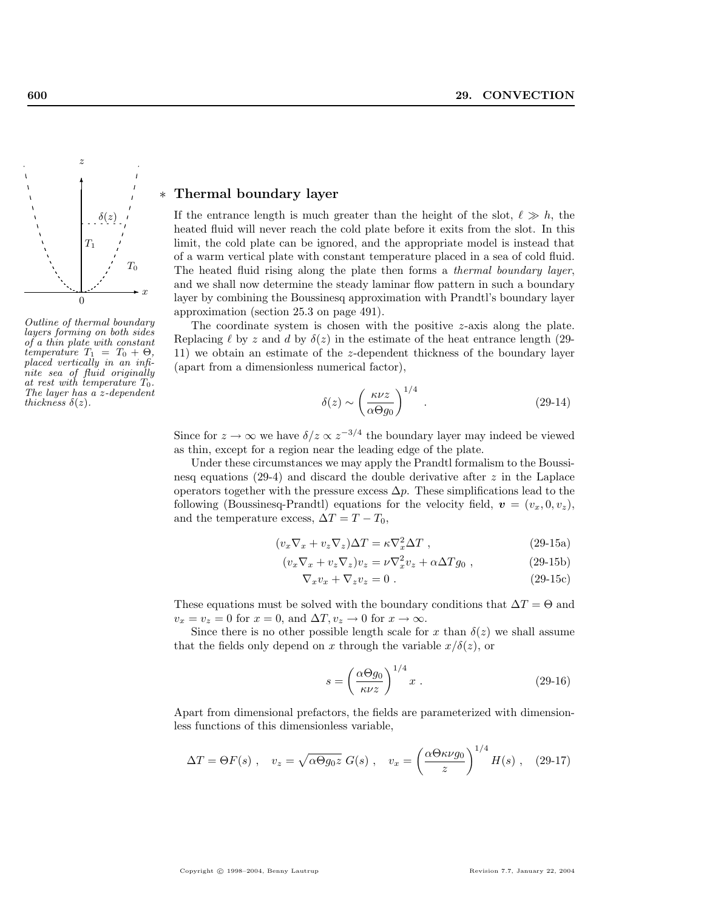*Outline of thermal boundary layers forming on both sides of a thin plate with constant temperature $T_1 = T_0 + \Theta$, placed vertically in an infinite sea of fluid originally at rest with temperature $T_0$. The layer has a $z$-dependent thickness $\delta(z)$.*

## ∗ Thermal boundary layer

If the entrance length is much greater than the height of the slot, $\ell \gg h$, the heated fluid will never reach the cold plate before it exits from the slot. In this limit, the cold plate can be ignored, and the appropriate model is instead that of a warm vertical plate with constant temperature placed in a sea of cold fluid. The heated fluid rising along the plate then forms a *thermal boundary layer*, and we shall now determine the steady laminar flow pattern in such a boundary layer by combining the Boussinesq approximation with Prandtl's boundary layer approximation (section 25.3 on page 491).

The coordinate system is chosen with the positive $z$-axis along the plate. Replacing $\ell$ by $z$ and $d$ by $\delta(z)$ in the estimate of the heat entrance length (29-11) we obtain an estimate of the $z$-dependent thickness of the boundary layer (apart from a dimensionless numerical factor),

$$\delta(z) \sim \left(\frac{\kappa\nu z}{\alpha\Theta g_0}\right)^{1/4} . \tag{29-14}$$

Since for $z \to \infty$ we have $\delta/z \propto z^{-3/4}$ the boundary layer may indeed be viewed as thin, except for a region near the leading edge of the plate.

Under these circumstances we may apply the Prandtl formalism to the Boussinesq equations (29-4) and discard the double derivative after $z$ in the Laplace operators together with the pressure excess $\Delta p$. These simplifications lead to the following (Boussinesq-Prandtl) equations for the velocity field, $\boldsymbol{v} = (v_x, 0, v_z)$, and the temperature excess, $\Delta T = T - T_0$,

$$(v_x \nabla_x + v_z \nabla_z)\Delta T = \kappa \nabla_x^2 \Delta T , \tag{29-15a}$$

$$(v_x \nabla_x + v_z \nabla_z) v_z = \nu \nabla_x^2 v_z + \alpha \Delta T g_0 , \tag{29-15b}$$

$$\nabla_x v_x + \nabla_z v_z = 0 . \tag{29-15c}$$

These equations must be solved with the boundary conditions that $\Delta T = \Theta$ and $v_x = v_z = 0$ for $x = 0$, and $\Delta T, v_z \to 0$ for $x \to \infty$.

Since there is no other possible length scale for $x$ than $\delta(z)$ we shall assume that the fields only depend on $x$ through the variable $x/\delta(z)$, or

$$s = \left(\frac{\alpha\Theta g_0}{\kappa\nu z}\right)^{1/4} x . \tag{29-16}$$

Apart from dimensional prefactors, the fields are parameterized with dimensionless functions of this dimensionless variable,

$$\Delta T = \Theta F(s) , \quad v_z = \sqrt{\alpha\Theta g_0 z}\; G(s) , \quad v_x = \left(\frac{\alpha\Theta\kappa\nu g_0}{z}\right)^{1/4} H(s) , \tag{29-17}$$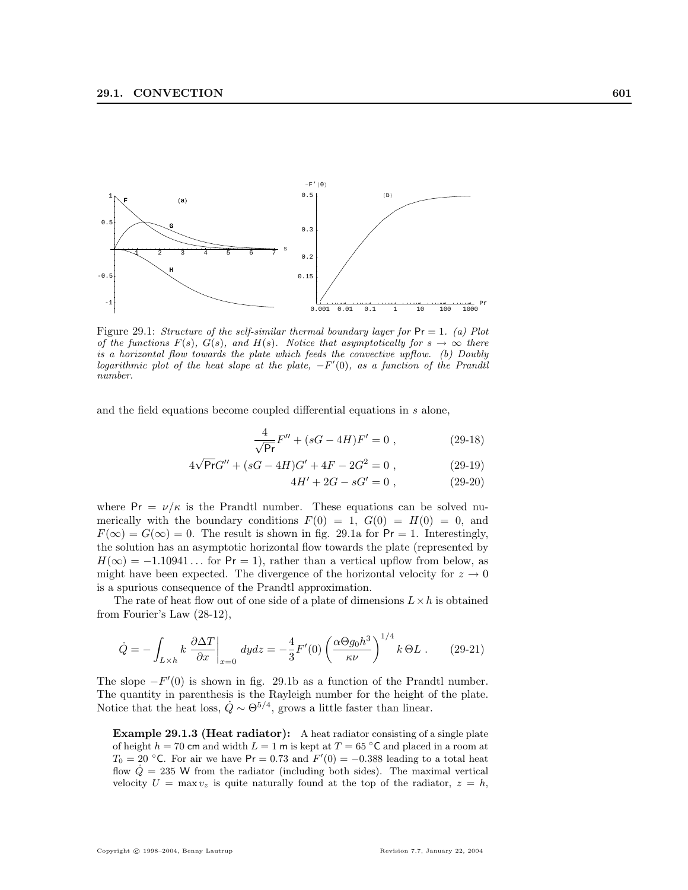Figure 29.1: *Structure of the self-similar thermal boundary layer for* Pr = 1. *(a) Plot of the functions* $F(s)$, $G(s)$, *and* $H(s)$. *Notice that asymptotically for* $s \to \infty$ *there is a horizontal flow towards the plate which feeds the convective upflow. (b) Doubly logarithmic plot of the heat slope at the plate,* $-F'(0)$, *as a function of the Prandtl number.*

and the field equations become coupled differential equations in $s$ alone,

$$\frac{4}{\sqrt{\mathsf{Pr}}}F'' + (sG - 4H)F' = 0 \ , \tag{29-18}$$

$$4\sqrt{\mathsf{Pr}}G'' + (sG - 4H)G' + 4F - 2G^2 = 0 \ , \tag{29-19}$$

$$4H' + 2G - sG' = 0 \ , \tag{29-20}$$

where $\mathsf{Pr} = \nu/\kappa$ is the Prandtl number. These equations can be solved numerically with the boundary conditions $F(0) = 1$, $G(0) = H(0) = 0$, and $F(\infty) = G(\infty) = 0$. The result is shown in fig. 29.1a for $\mathsf{Pr} = 1$. Interestingly, the solution has an asymptotic horizontal flow towards the plate (represented by $H(\infty) = -1.10941\ldots$ for $\mathsf{Pr} = 1$), rather than a vertical upflow from below, as might have been expected. The divergence of the horizontal velocity for $z \to 0$ is a spurious consequence of the Prandtl approximation.

The rate of heat flow out of one side of a plate of dimensions $L \times h$ is obtained from Fourier's Law (28-12),

$$\dot{Q} = -\int_{L\times h} k \left.\frac{\partial \Delta T}{\partial x}\right|_{x=0} dydz = -\frac{4}{3}F'(0)\left(\frac{\alpha\Theta g_0 h^3}{\kappa\nu}\right)^{1/4} k\,\Theta L \ . \tag{29-21}$$

The slope $-F'(0)$ is shown in fig. 29.1b as a function of the Prandtl number. The quantity in parenthesis is the Rayleigh number for the height of the plate. Notice that the heat loss, $\dot{Q} \sim \Theta^{5/4}$, grows a little faster than linear.

**Example 29.1.3 (Heat radiator):** A heat radiator consisting of a single plate of height $h = 70$ cm and width $L = 1$ m is kept at $T = 65\ ^\circ$C and placed in a room at $T_0 = 20\ ^\circ$C. For air we have $\mathsf{Pr} = 0.73$ and $F'(0) = -0.388$ leading to a total heat flow $\dot{Q} = 235$ W from the radiator (including both sides). The maximal vertical velocity $U = \max v_z$ is quite naturally found at the top of the radiator, $z = h$,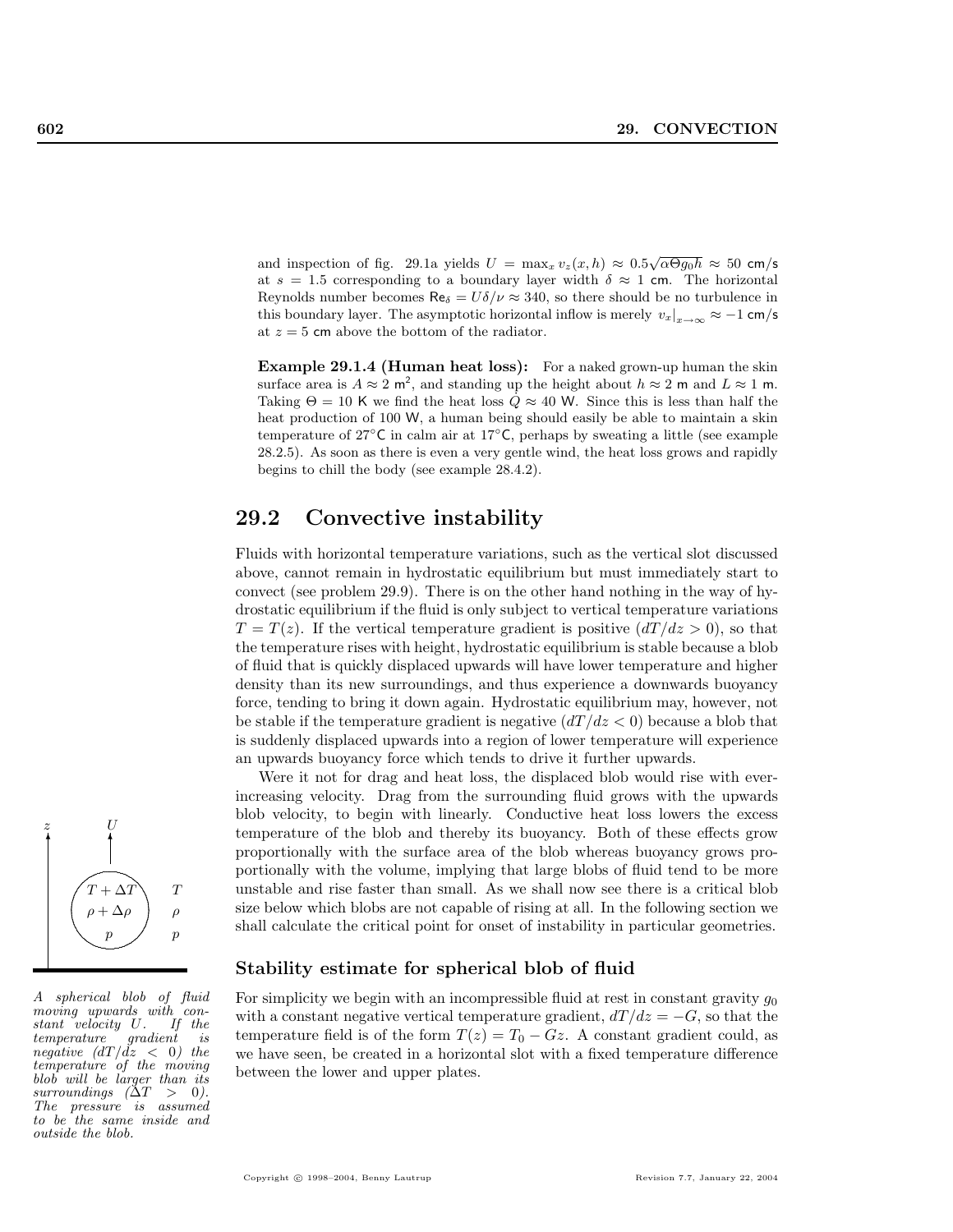and inspection of fig. 29.1a yields $U = \max_x v_z(x,h) \approx 0.5\sqrt{\alpha\Theta g_0 h} \approx 50$ cm/s at $s = 1.5$ corresponding to a boundary layer width $\delta \approx 1$ cm. The horizontal Reynolds number becomes $\mathsf{Re}_\delta = U\delta/\nu \approx 340$, so there should be no turbulence in this boundary layer. The asymptotic horizontal inflow is merely $v_x|_{x\to\infty} \approx -1$ cm/s at $z = 5$ cm above the bottom of the radiator.

**Example 29.1.4 (Human heat loss):** For a naked grown-up human the skin surface area is $A \approx 2$ m$^2$, and standing up the height about $h \approx 2$ m and $L \approx 1$ m. Taking $\Theta = 10$ K we find the heat loss $\dot{Q} \approx 40$ W. Since this is less than half the heat production of 100 W, a human being should easily be able to maintain a skin temperature of 27°C in calm air at 17°C, perhaps by sweating a little (see example 28.2.5). As soon as there is even a very gentle wind, the heat loss grows and rapidly begins to chill the body (see example 28.4.2).

## 29.2 Convective instability

Fluids with horizontal temperature variations, such as the vertical slot discussed above, cannot remain in hydrostatic equilibrium but must immediately start to convect (see problem 29.9). There is on the other hand nothing in the way of hydrostatic equilibrium if the fluid is only subject to vertical temperature variations $T = T(z)$. If the vertical temperature gradient is positive ($dT/dz > 0$), so that the temperature rises with height, hydrostatic equilibrium is stable because a blob of fluid that is quickly displaced upwards will have lower temperature and higher density than its new surroundings, and thus experience a downwards buoyancy force, tending to bring it down again. Hydrostatic equilibrium may, however, not be stable if the temperature gradient is negative ($dT/dz < 0$) because a blob that is suddenly displaced upwards into a region of lower temperature will experience an upwards buoyancy force which tends to drive it further upwards.

Were it not for drag and heat loss, the displaced blob would rise with ever-increasing velocity. Drag from the surrounding fluid grows with the upwards blob velocity, to begin with linearly. Conductive heat loss lowers the excess temperature of the blob and thereby its buoyancy. Both of these effects grow proportionally with the surface area of the blob whereas buoyancy grows proportionally with the volume, implying that large blobs of fluid tend to be more unstable and rise faster than small. As we shall now see there is a critical blob size below which blobs are not capable of rising at all. In the following section we shall calculate the critical point for onset of instability in particular geometries.

*A spherical blob of fluid moving upwards with constant velocity $U$. If the temperature gradient is negative ($dT/dz < 0$) the temperature of the moving blob will be larger than its surroundings ($\Delta T > 0$). The pressure is assumed to be the same inside and outside the blob.*

### Stability estimate for spherical blob of fluid

For simplicity we begin with an incompressible fluid at rest in constant gravity $g_0$ with a constant negative vertical temperature gradient, $dT/dz = -G$, so that the temperature field is of the form $T(z) = T_0 - Gz$. A constant gradient could, as we have seen, be created in a horizontal slot with a fixed temperature difference between the lower and upper plates.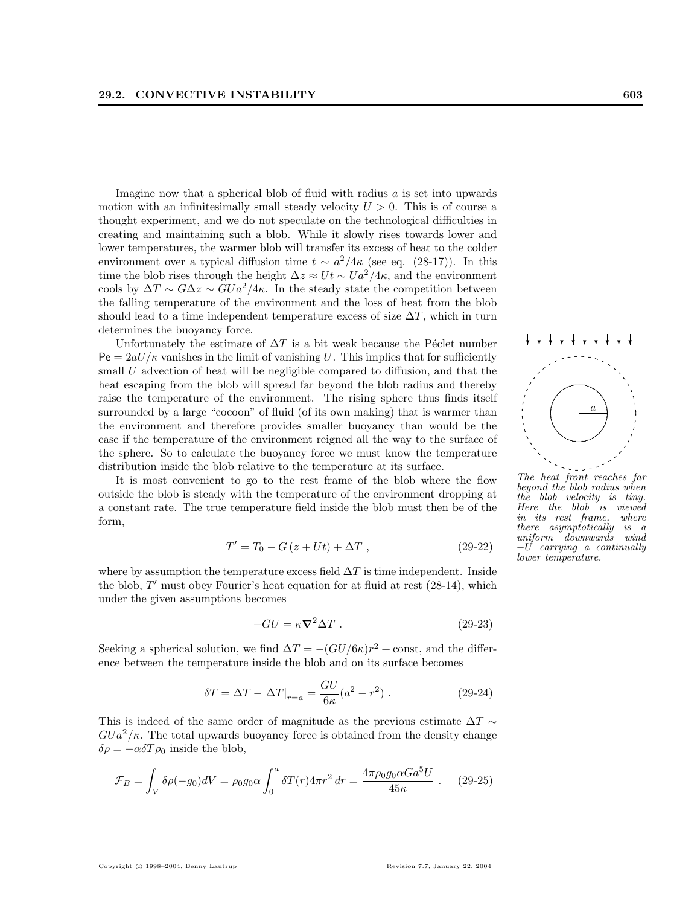Imagine now that a spherical blob of fluid with radius $a$ is set into upwards motion with an infinitesimally small steady velocity $U > 0$. This is of course a thought experiment, and we do not speculate on the technological difficulties in creating and maintaining such a blob. While it slowly rises towards lower and lower temperatures, the warmer blob will transfer its excess of heat to the colder environment over a typical diffusion time $t \sim a^2/4\kappa$ (see eq. (28-17)). In this time the blob rises through the height $\Delta z \approx Ut \sim Ua^2/4\kappa$, and the environment cools by $\Delta T \sim G\Delta z \sim GUa^2/4\kappa$. In the steady state the competition between the falling temperature of the environment and the loss of heat from the blob should lead to a time independent temperature excess of size $\Delta T$, which in turn determines the buoyancy force.

Unfortunately the estimate of $\Delta T$ is a bit weak because the Péclet number $\mathsf{Pe} = 2aU/\kappa$ vanishes in the limit of vanishing $U$. This implies that for sufficiently small $U$ advection of heat will be negligible compared to diffusion, and that the heat escaping from the blob will spread far beyond the blob radius and thereby raise the temperature of the environment. The rising sphere thus finds itself surrounded by a large "cocoon" of fluid (of its own making) that is warmer than the environment and therefore provides smaller buoyancy than would be the case if the temperature of the environment reigned all the way to the surface of the sphere. So to calculate the buoyancy force we must know the temperature distribution inside the blob relative to the temperature at its surface.

*The heat front reaches far beyond the blob radius when the blob velocity is tiny. Here the blob is viewed in its rest frame, where there asymptotically is a uniform downwards wind $-U$ carrying a continually lower temperature.*

It is most convenient to go to the rest frame of the blob where the flow outside the blob is steady with the temperature of the environment dropping at a constant rate. The true temperature field inside the blob must then be of the form,

$$T' = T_0 - G\,(z + Ut) + \Delta T \; , \tag{29-22}$$

where by assumption the temperature excess field $\Delta T$ is time independent. Inside the blob, $T'$ must obey Fourier's heat equation for at fluid at rest (28-14), which under the given assumptions becomes

$$-GU = \kappa \boldsymbol{\nabla}^2 \Delta T \; . \tag{29-23}$$

Seeking a spherical solution, we find $\Delta T = -(GU/6\kappa)r^2 + \text{const}$, and the difference between the temperature inside the blob and on its surface becomes

$$\delta T = \Delta T - \Delta T|_{r=a} = \frac{GU}{6\kappa}(a^2 - r^2) \; . \tag{29-24}$$

This is indeed of the same order of magnitude as the previous estimate $\Delta T \sim GUa^2/\kappa$. The total upwards buoyancy force is obtained from the density change $\delta\rho = -\alpha\delta T\rho_0$ inside the blob,

$$\mathcal{F}_B = \int_V \delta\rho(-g_0)dV = \rho_0 g_0 \alpha \int_0^a \delta T(r) 4\pi r^2 \, dr = \frac{4\pi\rho_0 g_0 \alpha G a^5 U}{45\kappa} \; . \tag{29-25}$$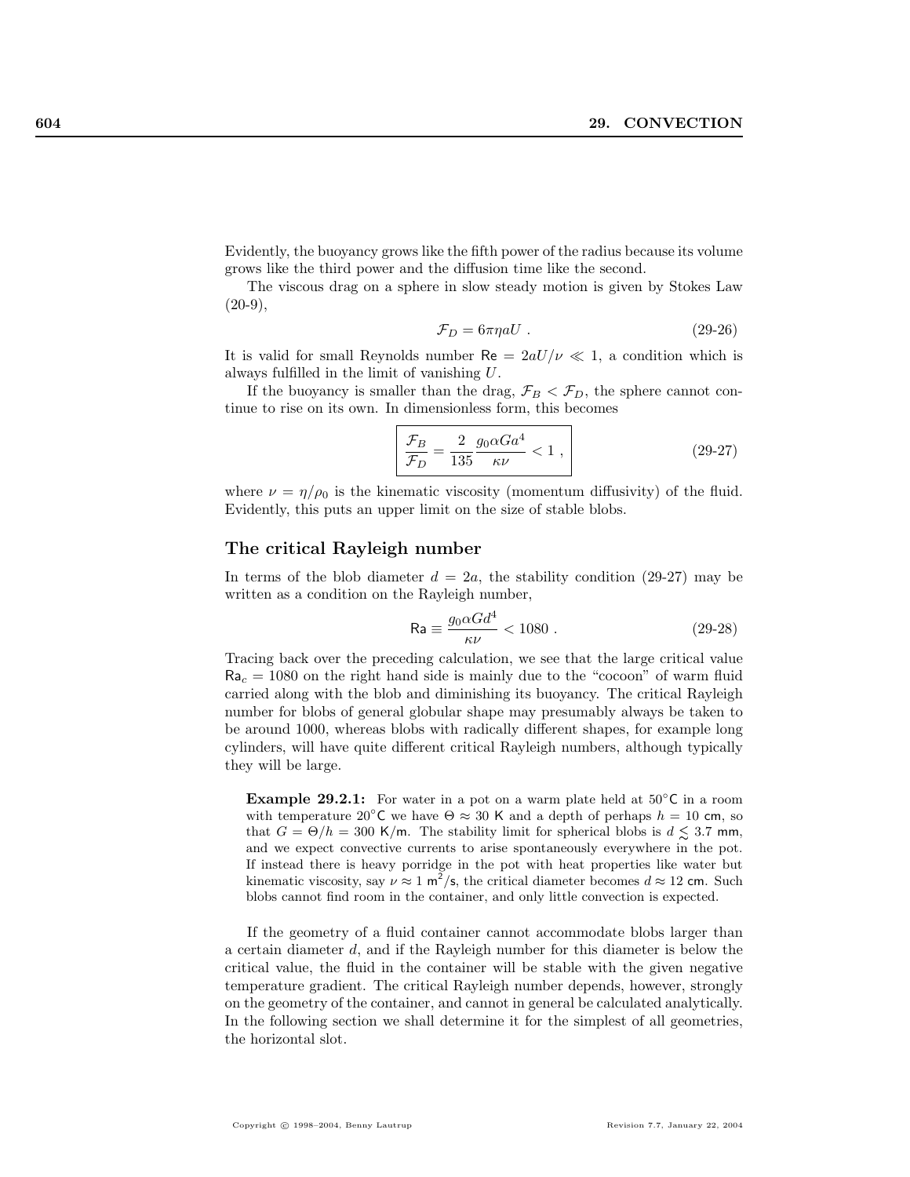Evidently, the buoyancy grows like the fifth power of the radius because its volume grows like the third power and the diffusion time like the second.

The viscous drag on a sphere in slow steady motion is given by Stokes Law (20-9),

$$\mathcal{F}_D = 6\pi\eta a U \; . \tag{29-26}$$

It is valid for small Reynolds number $\mathsf{Re} = 2aU/\nu \ll 1$, a condition which is always fulfilled in the limit of vanishing $U$.

If the buoyancy is smaller than the drag, $\mathcal{F}_B < \mathcal{F}_D$, the sphere cannot continue to rise on its own. In dimensionless form, this becomes

$$\boxed{\frac{\mathcal{F}_B}{\mathcal{F}_D} = \frac{2}{135}\frac{g_0 \alpha G a^4}{\kappa\nu} < 1 \; ,} \tag{29-27}$$

where $\nu = \eta/\rho_0$ is the kinematic viscosity (momentum diffusivity) of the fluid. Evidently, this puts an upper limit on the size of stable blobs.

## The critical Rayleigh number

In terms of the blob diameter $d = 2a$, the stability condition (29-27) may be written as a condition on the Rayleigh number,

$$\mathsf{Ra} \equiv \frac{g_0 \alpha G d^4}{\kappa\nu} < 1080 \; . \tag{29-28}$$

Tracing back over the preceding calculation, we see that the large critical value $\mathsf{Ra}_c = 1080$ on the right hand side is mainly due to the "cocoon" of warm fluid carried along with the blob and diminishing its buoyancy. The critical Rayleigh number for blobs of general globular shape may presumably always be taken to be around 1000, whereas blobs with radically different shapes, for example long cylinders, will have quite different critical Rayleigh numbers, although typically they will be large.

> **Example 29.2.1:** For water in a pot on a warm plate held at $50^\circ$C in a room with temperature $20^\circ$C we have $\Theta \approx 30$ K and a depth of perhaps $h = 10$ cm, so that $G = \Theta/h = 300$ K/m. The stability limit for spherical blobs is $d \lesssim 3.7$ mm, and we expect convective currents to arise spontaneously everywhere in the pot. If instead there is heavy porridge in the pot with heat properties like water but kinematic viscosity, say $\nu \approx 1$ m$^2$/s, the critical diameter becomes $d \approx 12$ cm. Such blobs cannot find room in the container, and only little convection is expected.

If the geometry of a fluid container cannot accommodate blobs larger than a certain diameter $d$, and if the Rayleigh number for this diameter is below the critical value, the fluid in the container will be stable with the given negative temperature gradient. The critical Rayleigh number depends, however, strongly on the geometry of the container, and cannot in general be calculated analytically. In the following section we shall determine it for the simplest of all geometries, the horizontal slot.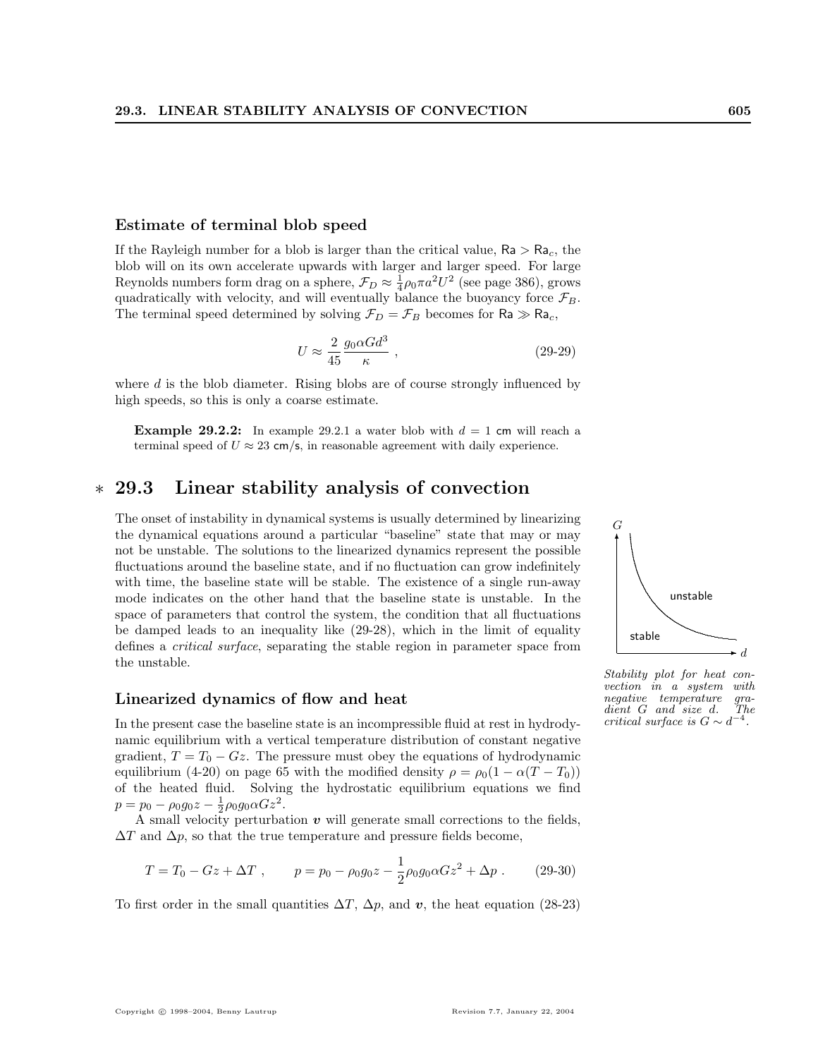### Estimate of terminal blob speed

If the Rayleigh number for a blob is larger than the critical value, $\mathsf{Ra} > \mathsf{Ra}_c$, the blob will on its own accelerate upwards with larger and larger speed. For large Reynolds numbers form drag on a sphere, $\mathcal{F}_D \approx \frac{1}{4}\rho_0 \pi a^2 U^2$ (see page 386), grows quadratically with velocity, and will eventually balance the buoyancy force $\mathcal{F}_B$. The terminal speed determined by solving $\mathcal{F}_D = \mathcal{F}_B$ becomes for $\mathsf{Ra} \gg \mathsf{Ra}_c$,

$$U \approx \frac{2}{45} \frac{g_0 \alpha G d^3}{\kappa} \, , \tag{29-29}$$

where $d$ is the blob diameter. Rising blobs are of course strongly influenced by high speeds, so this is only a coarse estimate.

**Example 29.2.2:** In example 29.2.1 a water blob with $d = 1$ cm will reach a terminal speed of $U \approx 23$ cm/s, in reasonable agreement with daily experience.

## ∗ 29.3 Linear stability analysis of convection

The onset of instability in dynamical systems is usually determined by linearizing the dynamical equations around a particular "baseline" state that may or may not be unstable. The solutions to the linearized dynamics represent the possible fluctuations around the baseline state, and if no fluctuation can grow indefinitely with time, the baseline state will be stable. The existence of a single run-away mode indicates on the other hand that the baseline state is unstable. In the space of parameters that control the system, the condition that all fluctuations be damped leads to an inequality like (29-28), which in the limit of equality defines a *critical surface*, separating the stable region in parameter space from the unstable.

*Stability plot for heat convection in a system with negative temperature gradient $G$ and size $d$. The critical surface is $G \sim d^{-4}$.*

### Linearized dynamics of flow and heat

In the present case the baseline state is an incompressible fluid at rest in hydrodynamic equilibrium with a vertical temperature distribution of constant negative gradient, $T = T_0 - Gz$. The pressure must obey the equations of hydrodynamic equilibrium (4-20) on page 65 with the modified density $\rho = \rho_0(1 - \alpha(T - T_0))$ of the heated fluid. Solving the hydrostatic equilibrium equations we find $p = p_0 - \rho_0 g_0 z - \frac{1}{2}\rho_0 g_0 \alpha G z^2$.

A small velocity perturbation $\boldsymbol{v}$ will generate small corrections to the fields, $\Delta T$ and $\Delta p$, so that the true temperature and pressure fields become,

$$T = T_0 - Gz + \Delta T \, , \qquad p = p_0 - \rho_0 g_0 z - \frac{1}{2}\rho_0 g_0 \alpha G z^2 + \Delta p \, . \tag{29-30}$$

To first order in the small quantities $\Delta T$, $\Delta p$, and $\boldsymbol{v}$, the heat equation (28-23)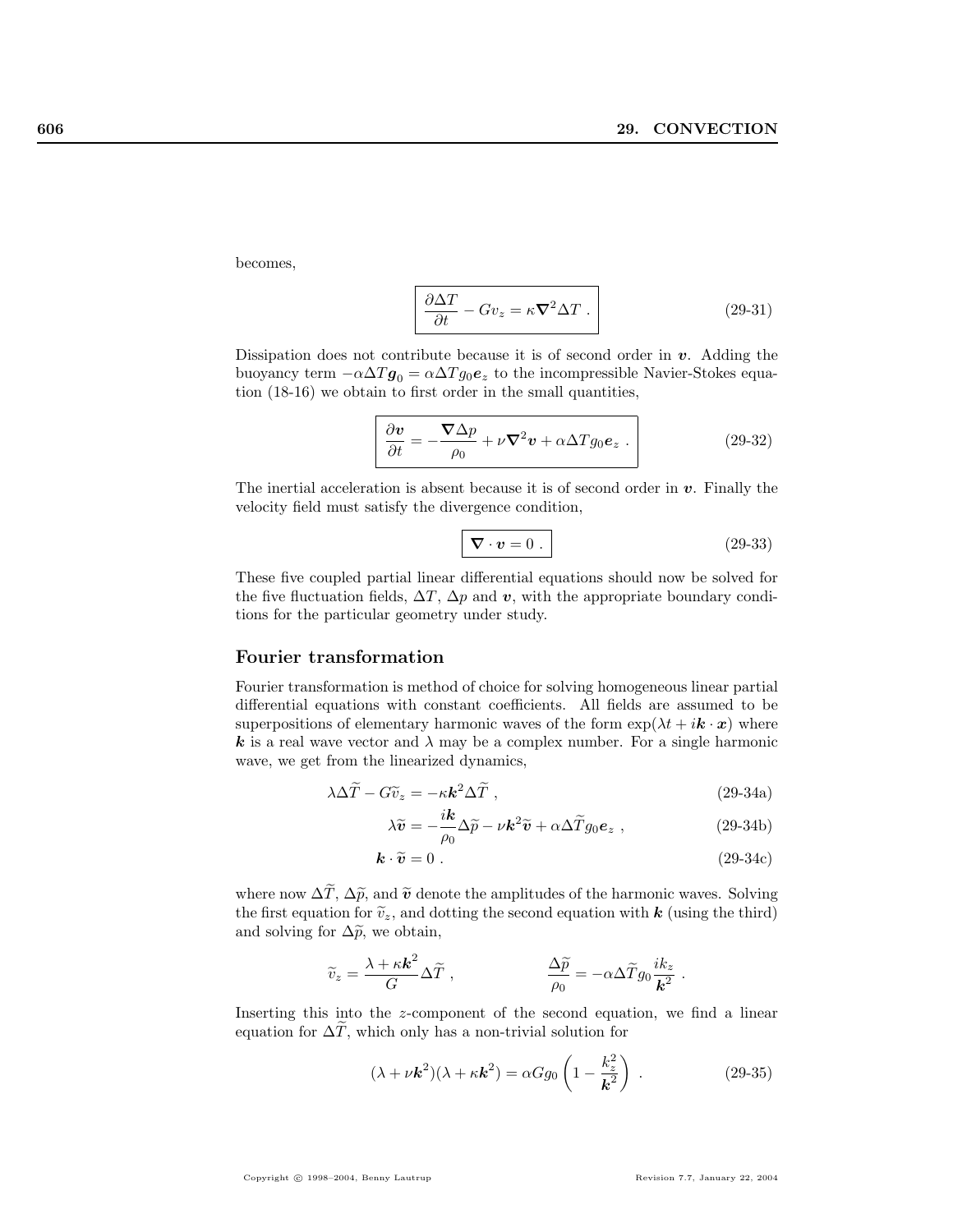becomes,

$$\boxed{\frac{\partial \Delta T}{\partial t} - G v_z = \kappa \boldsymbol{\nabla}^2 \Delta T \ .} \tag{29-31}$$

Dissipation does not contribute because it is of second order in $\boldsymbol{v}$. Adding the buoyancy term $-\alpha \Delta T \boldsymbol{g}_0 = \alpha \Delta T g_0 \boldsymbol{e}_z$ to the incompressible Navier-Stokes equation (18-16) we obtain to first order in the small quantities,

$$\boxed{\frac{\partial \boldsymbol{v}}{\partial t} = -\frac{\boldsymbol{\nabla} \Delta p}{\rho_0} + \nu \boldsymbol{\nabla}^2 \boldsymbol{v} + \alpha \Delta T g_0 \boldsymbol{e}_z \ .} \tag{29-32}$$

The inertial acceleration is absent because it is of second order in $\boldsymbol{v}$. Finally the velocity field must satisfy the divergence condition,

$$\boxed{\boldsymbol{\nabla} \cdot \boldsymbol{v} = 0 \ .} \tag{29-33}$$

These five coupled partial linear differential equations should now be solved for the five fluctuation fields, $\Delta T$, $\Delta p$ and $\boldsymbol{v}$, with the appropriate boundary conditions for the particular geometry under study.

## Fourier transformation

Fourier transformation is method of choice for solving homogeneous linear partial differential equations with constant coefficients. All fields are assumed to be superpositions of elementary harmonic waves of the form $\exp(\lambda t + i\boldsymbol{k} \cdot \boldsymbol{x})$ where $\boldsymbol{k}$ is a real wave vector and $\lambda$ may be a complex number. For a single harmonic wave, we get from the linearized dynamics,

$$\lambda \Delta \widetilde{T} - G \widetilde{v}_z = -\kappa \boldsymbol{k}^2 \Delta \widetilde{T} \ , \tag{29-34a}$$

$$\lambda \widetilde{\boldsymbol{v}} = -\frac{i\boldsymbol{k}}{\rho_0} \Delta \widetilde{p} - \nu \boldsymbol{k}^2 \widetilde{\boldsymbol{v}} + \alpha \Delta \widetilde{T} g_0 \boldsymbol{e}_z \ , \tag{29-34b}$$

$$\boldsymbol{k} \cdot \widetilde{\boldsymbol{v}} = 0 \ . \tag{29-34c}$$

where now $\Delta \widetilde{T}$, $\Delta \widetilde{p}$, and $\widetilde{\boldsymbol{v}}$ denote the amplitudes of the harmonic waves. Solving the first equation for $\widetilde{v}_z$, and dotting the second equation with $\boldsymbol{k}$ (using the third) and solving for $\Delta \widetilde{p}$, we obtain,

$$\widetilde{v}_z = \frac{\lambda + \kappa \boldsymbol{k}^2}{G} \Delta \widetilde{T} \ , \qquad\qquad \frac{\Delta \widetilde{p}}{\rho_0} = -\alpha \Delta \widetilde{T} g_0 \frac{i k_z}{\boldsymbol{k}^2} \ .$$

Inserting this into the $z$-component of the second equation, we find a linear equation for $\Delta \widetilde{T}$, which only has a non-trivial solution for

$$(\lambda + \nu \boldsymbol{k}^2)(\lambda + \kappa \boldsymbol{k}^2) = \alpha G g_0 \left( 1 - \frac{k_z^2}{\boldsymbol{k}^2} \right) \ . \tag{29-35}$$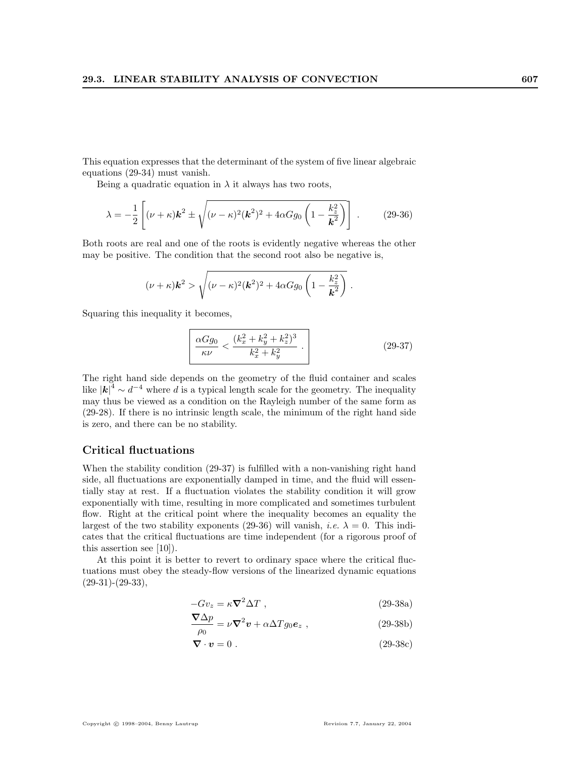This equation expresses that the determinant of the system of five linear algebraic equations (29-34) must vanish.

Being a quadratic equation in $\lambda$ it always has two roots,

$$\lambda = -\frac{1}{2}\left[(\nu+\kappa)\boldsymbol{k}^2 \pm \sqrt{(\nu-\kappa)^2(\boldsymbol{k}^2)^2 + 4\alpha G g_0\left(1-\frac{k_z^2}{\boldsymbol{k}^2}\right)}\right] . \tag{29-36}$$

Both roots are real and one of the roots is evidently negative whereas the other may be positive. The condition that the second root also be negative is,

$$(\nu+\kappa)\boldsymbol{k}^2 > \sqrt{(\nu-\kappa)^2(\boldsymbol{k}^2)^2 + 4\alpha G g_0\left(1-\frac{k_z^2}{\boldsymbol{k}^2}\right)} .$$

Squaring this inequality it becomes,

$$\boxed{\frac{\alpha G g_0}{\kappa\nu} < \frac{(k_x^2+k_y^2+k_z^2)^3}{k_x^2+k_y^2}} . \tag{29-37}$$

The right hand side depends on the geometry of the fluid container and scales like $|\boldsymbol{k}|^4 \sim d^{-4}$ where $d$ is a typical length scale for the geometry. The inequality may thus be viewed as a condition on the Rayleigh number of the same form as (29-28). If there is no intrinsic length scale, the minimum of the right hand side is zero, and there can be no stability.

## Critical fluctuations

When the stability condition (29-37) is fulfilled with a non-vanishing right hand side, all fluctuations are exponentially damped in time, and the fluid will essentially stay at rest. If a fluctuation violates the stability condition it will grow exponentially with time, resulting in more complicated and sometimes turbulent flow. Right at the critical point where the inequality becomes an equality the largest of the two stability exponents (29-36) will vanish, *i.e.* $\lambda = 0$. This indicates that the critical fluctuations are time independent (for a rigorous proof of this assertion see [10]).

At this point it is better to revert to ordinary space where the critical fluctuations must obey the steady-flow versions of the linearized dynamic equations (29-31)-(29-33),

$$-G v_z = \kappa \boldsymbol{\nabla}^2 \Delta T , \tag{29-38a}$$

$$\frac{\boldsymbol{\nabla}\Delta p}{\rho_0} = \nu \boldsymbol{\nabla}^2 \boldsymbol{v} + \alpha \Delta T g_0 \boldsymbol{e}_z , \tag{29-38b}$$

$$\boldsymbol{\nabla}\cdot\boldsymbol{v} = 0 . \tag{29-38c}$$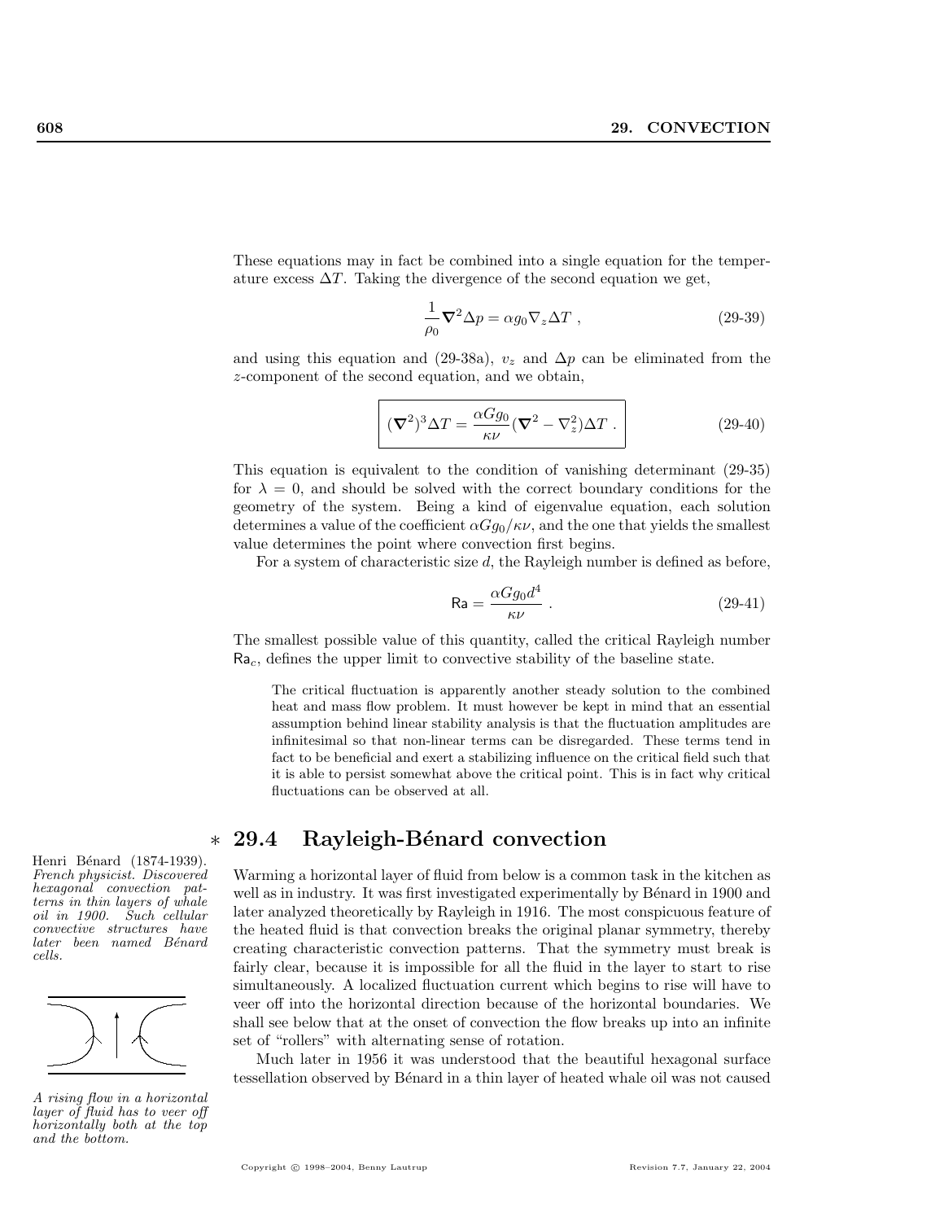These equations may in fact be combined into a single equation for the temperature excess $\Delta T$. Taking the divergence of the second equation we get,

$$\frac{1}{\rho_0}\boldsymbol{\nabla}^2\Delta p = \alpha g_0 \nabla_z \Delta T \ , \tag{29-39}$$

and using this equation and (29-38a), $v_z$ and $\Delta p$ can be eliminated from the $z$-component of the second equation, and we obtain,

$$\boxed{(\boldsymbol{\nabla}^2)^3\Delta T = \frac{\alpha G g_0}{\kappa\nu}(\boldsymbol{\nabla}^2 - \nabla_z^2)\Delta T \ .} \tag{29-40}$$

This equation is equivalent to the condition of vanishing determinant (29-35) for $\lambda = 0$, and should be solved with the correct boundary conditions for the geometry of the system. Being a kind of eigenvalue equation, each solution determines a value of the coefficient $\alpha G g_0/\kappa\nu$, and the one that yields the smallest value determines the point where convection first begins.

For a system of characteristic size $d$, the Rayleigh number is defined as before,

$$\mathsf{Ra} = \frac{\alpha G g_0 d^4}{\kappa\nu} \ . \tag{29-41}$$

The smallest possible value of this quantity, called the critical Rayleigh number $\mathsf{Ra}_c$, defines the upper limit to convective stability of the baseline state.

> The critical fluctuation is apparently another steady solution to the combined heat and mass flow problem. It must however be kept in mind that an essential assumption behind linear stability analysis is that the fluctuation amplitudes are infinitesimal so that non-linear terms can be disregarded. These terms tend in fact to be beneficial and exert a stabilizing influence on the critical field such that it is able to persist somewhat above the critical point. This is in fact why critical fluctuations can be observed at all.

## ∗ 29.4 Rayleigh-Bénard convection

*Henri Bénard (1874-1939). French physicist. Discovered hexagonal convection patterns in thin layers of whale oil in 1900. Such cellular convective structures have later been named Bénard cells.*

Warming a horizontal layer of fluid from below is a common task in the kitchen as well as in industry. It was first investigated experimentally by Bénard in 1900 and later analyzed theoretically by Rayleigh in 1916. The most conspicuous feature of the heated fluid is that convection breaks the original planar symmetry, thereby creating characteristic convection patterns. That the symmetry must break is fairly clear, because it is impossible for all the fluid in the layer to start to rise simultaneously. A localized fluctuation current which begins to rise will have to veer off into the horizontal direction because of the horizontal boundaries. We shall see below that at the onset of convection the flow breaks up into an infinite set of "rollers" with alternating sense of rotation.

*A rising flow in a horizontal layer of fluid has to veer off horizontally both at the top and the bottom.*

Much later in 1956 it was understood that the beautiful hexagonal surface tessellation observed by Bénard in a thin layer of heated whale oil was not caused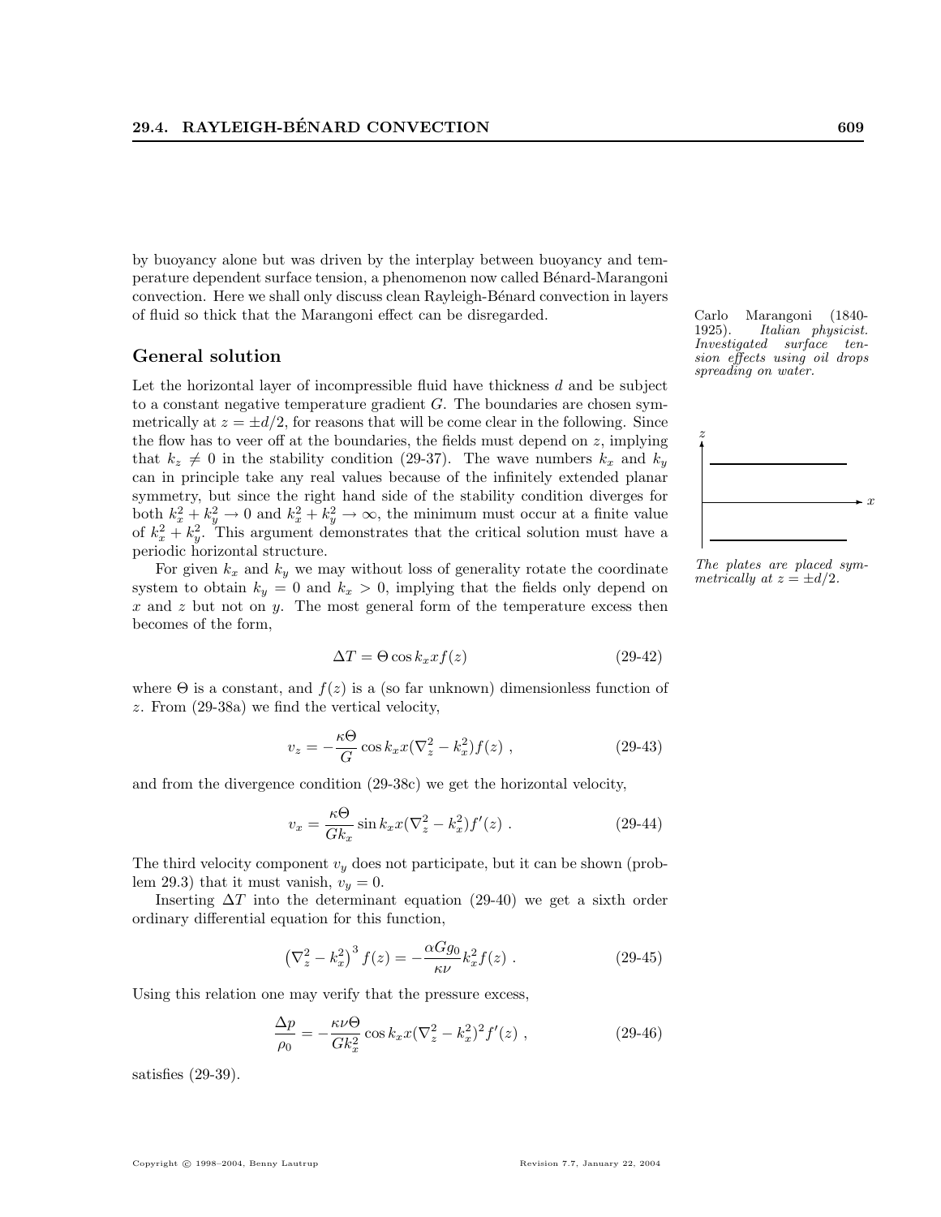by buoyancy alone but was driven by the interplay between buoyancy and temperature dependent surface tension, a phenomenon now called Bénard-Marangoni convection. Here we shall only discuss clean Rayleigh-Bénard convection in layers of fluid so thick that the Marangoni effect can be disregarded.

*Carlo Marangoni (1840-1925). Italian physicist. Investigated surface tension effects using oil drops spreading on water.*

## General solution

Let the horizontal layer of incompressible fluid have thickness $d$ and be subject to a constant negative temperature gradient $G$. The boundaries are chosen symmetrically at $z = \pm d/2$, for reasons that will be come clear in the following. Since the flow has to veer off at the boundaries, the fields must depend on $z$, implying that $k_z \neq 0$ in the stability condition (29-37). The wave numbers $k_x$ and $k_y$ can in principle take any real values because of the infinitely extended planar symmetry, but since the right hand side of the stability condition diverges for both $k_x^2 + k_y^2 \to 0$ and $k_x^2 + k_y^2 \to \infty$, the minimum must occur at a finite value of $k_x^2 + k_y^2$. This argument demonstrates that the critical solution must have a periodic horizontal structure.

*The plates are placed symmetrically at $z = \pm d/2$.*

For given $k_x$ and $k_y$ we may without loss of generality rotate the coordinate system to obtain $k_y = 0$ and $k_x > 0$, implying that the fields only depend on $x$ and $z$ but not on $y$. The most general form of the temperature excess then becomes of the form,

$$\Delta T = \Theta \cos k_x x f(z) \tag{29-42}$$

where $\Theta$ is a constant, and $f(z)$ is a (so far unknown) dimensionless function of $z$. From (29-38a) we find the vertical velocity,

$$v_z = -\frac{\kappa\Theta}{G} \cos k_x x (\nabla_z^2 - k_x^2) f(z) \ , \tag{29-43}$$

and from the divergence condition (29-38c) we get the horizontal velocity,

$$v_x = \frac{\kappa\Theta}{G k_x} \sin k_x x (\nabla_z^2 - k_x^2) f'(z) \ . \tag{29-44}$$

The third velocity component $v_y$ does not participate, but it can be shown (problem 29.3) that it must vanish, $v_y = 0$.

Inserting $\Delta T$ into the determinant equation (29-40) we get a sixth order ordinary differential equation for this function,

$$\left(\nabla_z^2 - k_x^2\right)^3 f(z) = -\frac{\alpha G g_0}{\kappa\nu} k_x^2 f(z) \ . \tag{29-45}$$

Using this relation one may verify that the pressure excess,

$$\frac{\Delta p}{\rho_0} = -\frac{\kappa\nu\Theta}{G k_x^2} \cos k_x x (\nabla_z^2 - k_x^2)^2 f'(z) \ , \tag{29-46}$$

satisfies (29-39).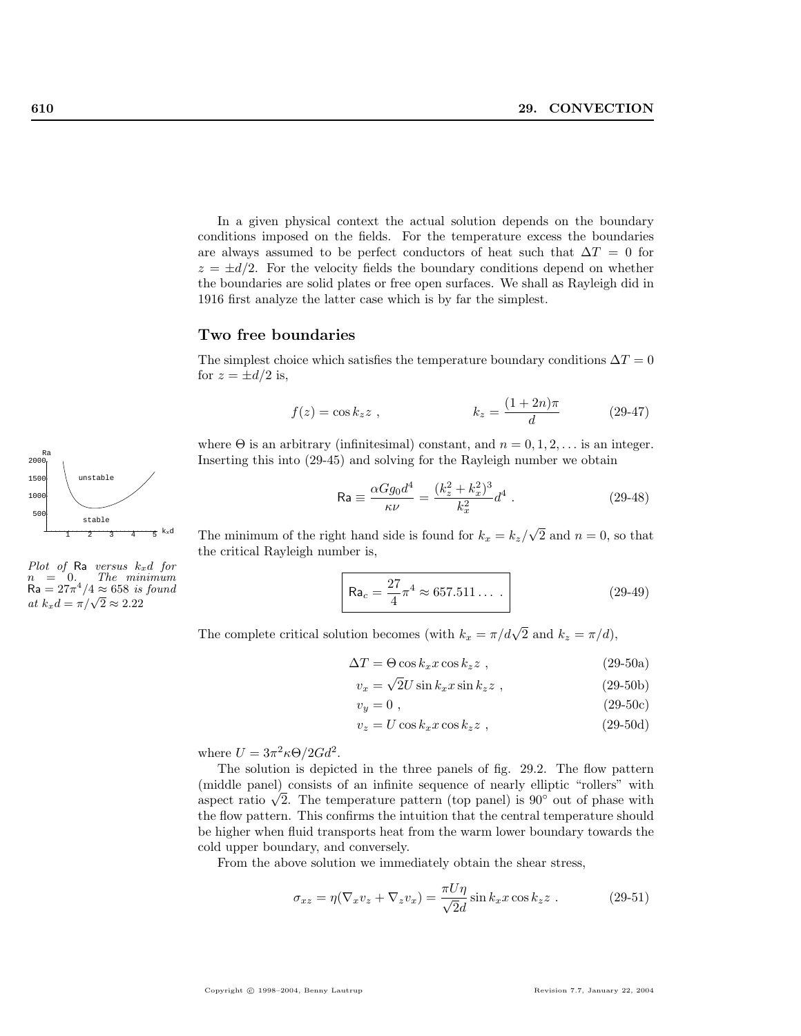In a given physical context the actual solution depends on the boundary conditions imposed on the fields. For the temperature excess the boundaries are always assumed to be perfect conductors of heat such that $\Delta T = 0$ for $z = \pm d/2$. For the velocity fields the boundary conditions depend on whether the boundaries are solid plates or free open surfaces. We shall as Rayleigh did in 1916 first analyze the latter case which is by far the simplest.

## Two free boundaries

The simplest choice which satisfies the temperature boundary conditions $\Delta T = 0$ for $z = \pm d/2$ is,

$$f(z) = \cos k_z z \ , \qquad\qquad k_z = \frac{(1+2n)\pi}{d} \tag{29-47}$$

where $\Theta$ is an arbitrary (infinitesimal) constant, and $n = 0, 1, 2, \ldots$ is an integer. Inserting this into (29-45) and solving for the Rayleigh number we obtain

$$\mathsf{Ra} \equiv \frac{\alpha G g_0 d^4}{\kappa \nu} = \frac{(k_z^2 + k_x^2)^3}{k_x^2} d^4 \ . \tag{29-48}$$

*Plot of* $\mathsf{Ra}$ *versus* $k_x d$ *for* $n = 0$. *The minimum* $\mathsf{Ra} = 27\pi^4/4 \approx 658$ *is found at* $k_x d = \pi/\sqrt{2} \approx 2.22$

The minimum of the right hand side is found for $k_x = k_z/\sqrt{2}$ and $n = 0$, so that the critical Rayleigh number is,

$$\boxed{\mathsf{Ra}_c = \frac{27}{4}\pi^4 \approx 657.511\ldots \ .} \tag{29-49}$$

The complete critical solution becomes (with $k_x = \pi/d\sqrt{2}$ and $k_z = \pi/d$),

$$\Delta T = \Theta \cos k_x x \cos k_z z \ , \tag{29-50a}$$

$$v_x = \sqrt{2} U \sin k_x x \sin k_z z \ , \tag{29-50b}$$

$$v_y = 0 \ , \tag{29-50c}$$

$$v_z = U \cos k_x x \cos k_z z \ , \tag{29-50d}$$

where $U = 3\pi^2 \kappa \Theta / 2 G d^2$.

The solution is depicted in the three panels of fig. 29.2. The flow pattern (middle panel) consists of an infinite sequence of nearly elliptic "rollers" with aspect ratio $\sqrt{2}$. The temperature pattern (top panel) is $90^\circ$ out of phase with the flow pattern. This confirms the intuition that the central temperature should be higher when fluid transports heat from the warm lower boundary towards the cold upper boundary, and conversely.

From the above solution we immediately obtain the shear stress,

$$\sigma_{xz} = \eta(\nabla_x v_z + \nabla_z v_x) = \frac{\pi U \eta}{\sqrt{2} d} \sin k_x x \cos k_z z \ . \tag{29-51}$$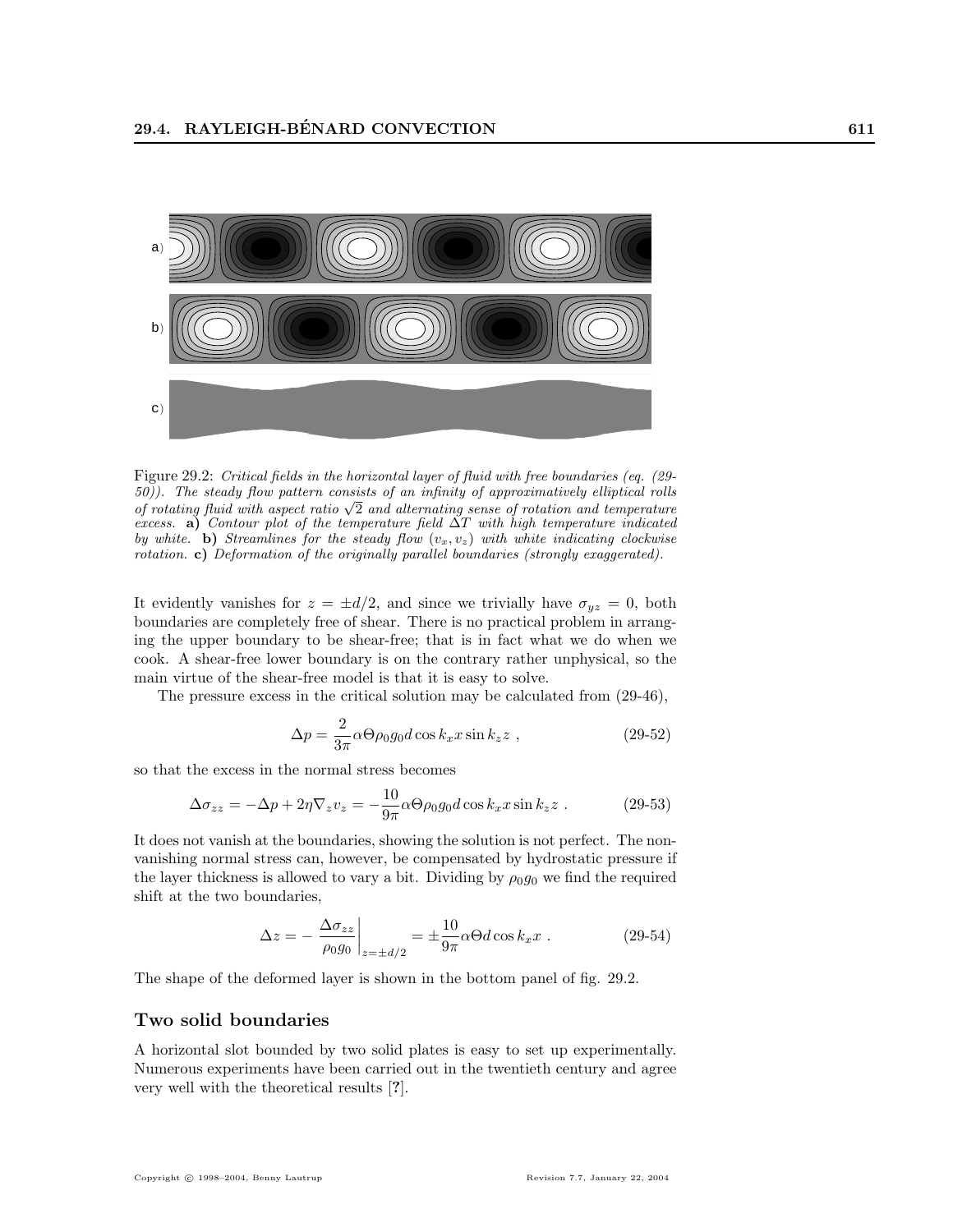a)

b)

c)

Figure 29.2: *Critical fields in the horizontal layer of fluid with free boundaries (eq. (29-50)). The steady flow pattern consists of an infinity of approximatively elliptical rolls of rotating fluid with aspect ratio $\sqrt{2}$ and alternating sense of rotation and temperature excess.* **a)** *Contour plot of the temperature field $\Delta T$ with high temperature indicated by white.* **b)** *Streamlines for the steady flow $(v_x, v_z)$ with white indicating clockwise rotation.* **c)** *Deformation of the originally parallel boundaries (strongly exaggerated).*

It evidently vanishes for $z = \pm d/2$, and since we trivially have $\sigma_{yz} = 0$, both boundaries are completely free of shear. There is no practical problem in arranging the upper boundary to be shear-free; that is in fact what we do when we cook. A shear-free lower boundary is on the contrary rather unphysical, so the main virtue of the shear-free model is that it is easy to solve.

The pressure excess in the critical solution may be calculated from (29-46),

$$\Delta p = \frac{2}{3\pi}\alpha\Theta\rho_0 g_0 d\cos k_x x \sin k_z z \ , \tag{29-52}$$

so that the excess in the normal stress becomes

$$\Delta\sigma_{zz} = -\Delta p + 2\eta\nabla_z v_z = -\frac{10}{9\pi}\alpha\Theta\rho_0 g_0 d\cos k_x x \sin k_z z \ . \tag{29-53}$$

It does not vanish at the boundaries, showing the solution is not perfect. The non-vanishing normal stress can, however, be compensated by hydrostatic pressure if the layer thickness is allowed to vary a bit. Dividing by $\rho_0 g_0$ we find the required shift at the two boundaries,

$$\Delta z = -\left.\frac{\Delta\sigma_{zz}}{\rho_0 g_0}\right|_{z=\pm d/2} = \pm\frac{10}{9\pi}\alpha\Theta d\cos k_x x \ . \tag{29-54}$$

The shape of the deformed layer is shown in the bottom panel of fig. 29.2.

### Two solid boundaries

A horizontal slot bounded by two solid plates is easy to set up experimentally. Numerous experiments have been carried out in the twentieth century and agree very well with the theoretical results [**?**].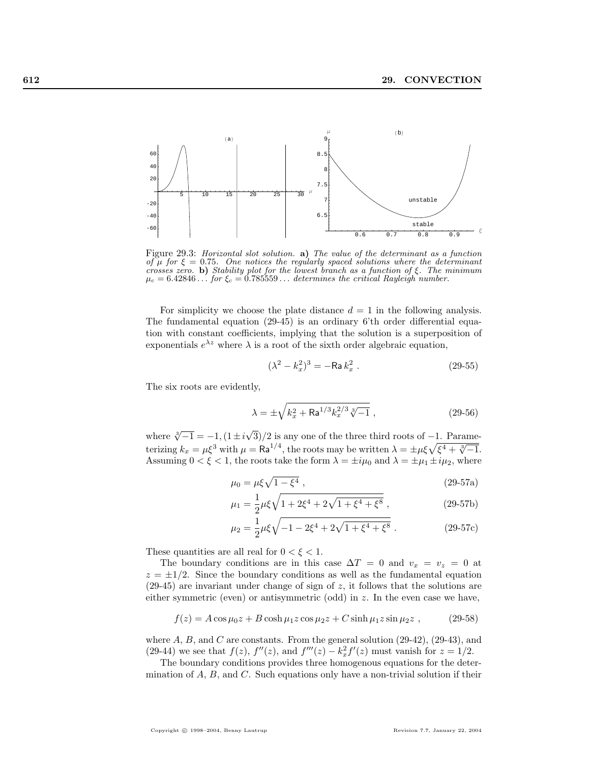Figure 29.3: *Horizontal slot solution.* **a)** *The value of the determinant as a function of $\mu$ for $\xi = 0.75$. One notices the regularly spaced solutions where the determinant crosses zero.* **b)** *Stability plot for the lowest branch as a function of $\xi$. The minimum $\mu_c = 6.42846\ldots$ for $\xi_c = 0.785559\ldots$ determines the critical Rayleigh number.*

For simplicity we choose the plate distance $d = 1$ in the following analysis. The fundamental equation (29-45) is an ordinary 6'th order differential equation with constant coefficients, implying that the solution is a superposition of exponentials $e^{\lambda z}$ where $\lambda$ is a root of the sixth order algebraic equation,

$$(\lambda^2 - k_x^2)^3 = -\mathsf{Ra}\, k_x^2 \; . \tag{29-55}$$

The six roots are evidently,

$$\lambda = \pm\sqrt{k_x^2 + \mathsf{Ra}^{1/3} k_x^{2/3} \sqrt[3]{-1}} \; , \tag{29-56}$$

where $\sqrt[3]{-1} = -1, (1 \pm i\sqrt{3})/2$ is any one of the three third roots of $-1$. Parameterizing $k_x = \mu\xi^3$ with $\mu = \mathsf{Ra}^{1/4}$, the roots may be written $\lambda = \pm\mu\xi\sqrt{\xi^4 + \sqrt[3]{-1}}$. Assuming $0 < \xi < 1$, the roots take the form $\lambda = \pm i\mu_0$ and $\lambda = \pm\mu_1 \pm i\mu_2$, where

$$\mu_0 = \mu\xi\sqrt{1 - \xi^4} \; , \tag{29-57a}$$

$$\mu_1 = \frac{1}{2}\mu\xi\sqrt{1 + 2\xi^4 + 2\sqrt{1 + \xi^4 + \xi^8}} \; , \tag{29-57b}$$

$$\mu_2 = \frac{1}{2}\mu\xi\sqrt{-1 - 2\xi^4 + 2\sqrt{1 + \xi^4 + \xi^8}} \; . \tag{29-57c}$$

These quantities are all real for $0 < \xi < 1$.

The boundary conditions are in this case $\Delta T = 0$ and $v_x = v_z = 0$ at $z = \pm 1/2$. Since the boundary conditions as well as the fundamental equation (29-45) are invariant under change of sign of $z$, it follows that the solutions are either symmetric (even) or antisymmetric (odd) in $z$. In the even case we have,

$$f(z) = A\cos\mu_0 z + B\cosh\mu_1 z\cos\mu_2 z + C\sinh\mu_1 z\sin\mu_2 z \; , \tag{29-58}$$

where $A$, $B$, and $C$ are constants. From the general solution (29-42), (29-43), and (29-44) we see that $f(z)$, $f''(z)$, and $f'''(z) - k_x^2 f'(z)$ must vanish for $z = 1/2$.

The boundary conditions provides three homogenous equations for the determination of $A$, $B$, and $C$. Such equations only have a non-trivial solution if their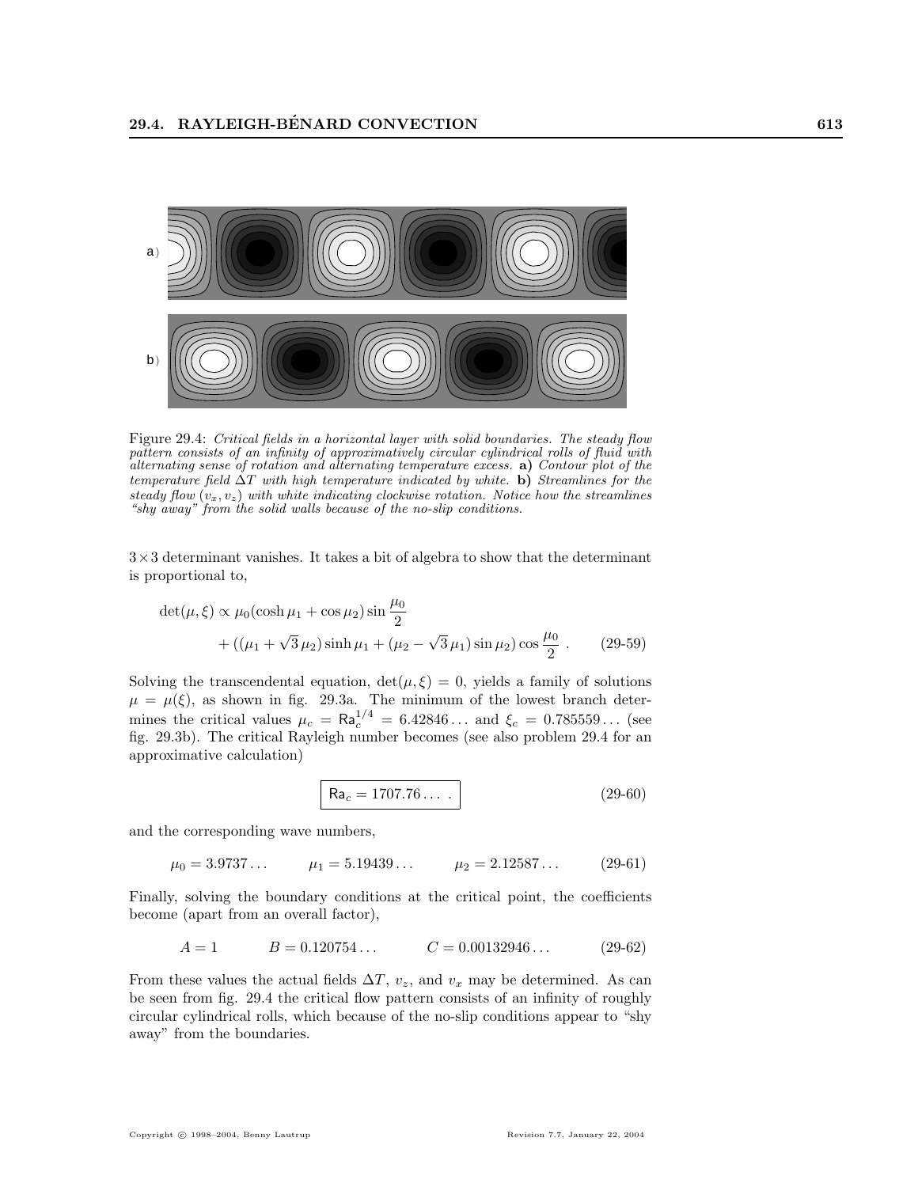Figure 29.4: *Critical fields in a horizontal layer with solid boundaries. The steady flow pattern consists of an infinity of approximatively circular cylindrical rolls of fluid with alternating sense of rotation and alternating temperature excess.* **a)** *Contour plot of the temperature field $\Delta T$ with high temperature indicated by white.* **b)** *Streamlines for the steady flow $(v_x, v_z)$ with white indicating clockwise rotation. Notice how the streamlines "shy away" from the solid walls because of the no-slip conditions.*

$3 \times 3$ determinant vanishes. It takes a bit of algebra to show that the determinant is proportional to,

$$
\det(\mu, \xi) \propto \mu_0 (\cosh \mu_1 + \cos \mu_2) \sin \frac{\mu_0}{2} + ((\mu_1 + \sqrt{3}\,\mu_2) \sinh \mu_1 + (\mu_2 - \sqrt{3}\,\mu_1) \sin \mu_2) \cos \frac{\mu_0}{2} \, . \qquad \text{(29-59)}
$$

Solving the transcendental equation, $\det(\mu, \xi) = 0$, yields a family of solutions $\mu = \mu(\xi)$, as shown in fig. 29.3a. The minimum of the lowest branch determines the critical values $\mu_c = \mathsf{Ra}_c^{1/4} = 6.42846\ldots$ and $\xi_c = 0.785559\ldots$ (see fig. 29.3b). The critical Rayleigh number becomes (see also problem 29.4 for an approximative calculation)

$$
\boxed{\mathsf{Ra}_c = 1707.76\ldots \, .} \qquad \text{(29-60)}
$$

and the corresponding wave numbers,

$$
\mu_0 = 3.9737\ldots \qquad \mu_1 = 5.19439\ldots \qquad \mu_2 = 2.12587\ldots \qquad \text{(29-61)}
$$

Finally, solving the boundary conditions at the critical point, the coefficients become (apart from an overall factor),

$$
A = 1 \qquad B = 0.120754\ldots \qquad C = 0.00132946\ldots \qquad \text{(29-62)}
$$

From these values the actual fields $\Delta T$, $v_z$, and $v_x$ may be determined. As can be seen from fig. 29.4 the critical flow pattern consists of an infinity of roughly circular cylindrical rolls, which because of the no-slip conditions appear to "shy away" from the boundaries.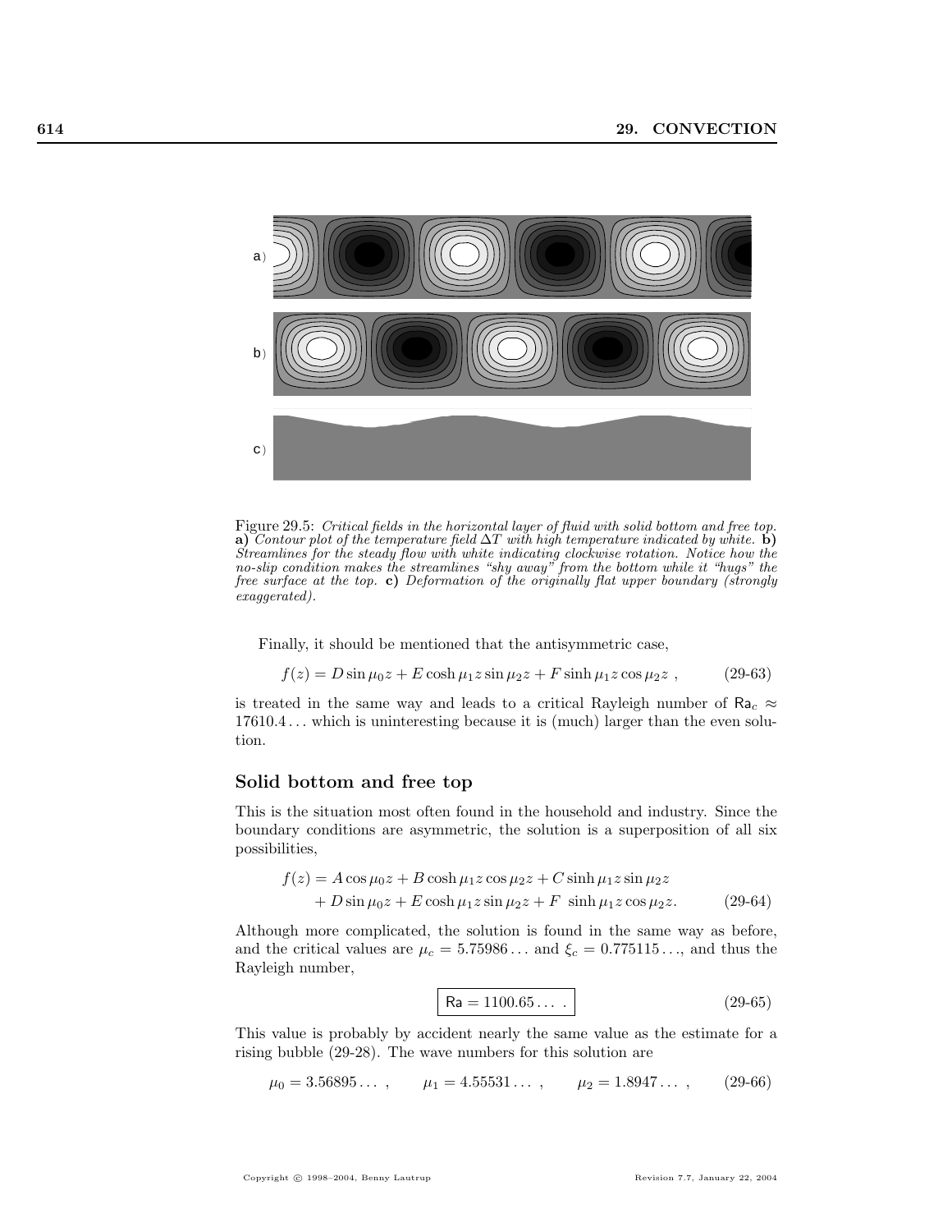Figure 29.5: *Critical fields in the horizontal layer of fluid with solid bottom and free top.* **a)** *Contour plot of the temperature field $\Delta T$ with high temperature indicated by white.* **b)** *Streamlines for the steady flow with white indicating clockwise rotation. Notice how the no-slip condition makes the streamlines "shy away" from the bottom while it "hugs" the free surface at the top.* **c)** *Deformation of the originally flat upper boundary (strongly exaggerated).*

Finally, it should be mentioned that the antisymmetric case,

$$f(z) = D \sin \mu_0 z + E \cosh \mu_1 z \sin \mu_2 z + F \sinh \mu_1 z \cos \mu_2 z \ , \tag{29-63}$$

is treated in the same way and leads to a critical Rayleigh number of $\mathsf{Ra}_c \approx 17610.4\ldots$ which is uninteresting because it is (much) larger than the even solution.

## Solid bottom and free top

This is the situation most often found in the household and industry. Since the boundary conditions are asymmetric, the solution is a superposition of all six possibilities,

$$\begin{aligned} f(z) = {} & A \cos \mu_0 z + B \cosh \mu_1 z \cos \mu_2 z + C \sinh \mu_1 z \sin \mu_2 z \\ & + D \sin \mu_0 z + E \cosh \mu_1 z \sin \mu_2 z + F \ \sinh \mu_1 z \cos \mu_2 z. \end{aligned} \tag{29-64}$$

Although more complicated, the solution is found in the same way as before, and the critical values are $\mu_c = 5.75986\ldots$ and $\xi_c = 0.775115\ldots$, and thus the Rayleigh number,

$$\boxed{\mathsf{Ra} = 1100.65\ldots \ .} \tag{29-65}$$

This value is probably by accident nearly the same value as the estimate for a rising bubble (29-28). The wave numbers for this solution are

$$\mu_0 = 3.56895\ldots \ , \qquad \mu_1 = 4.55531\ldots \ , \qquad \mu_2 = 1.8947\ldots \ , \tag{29-66}$$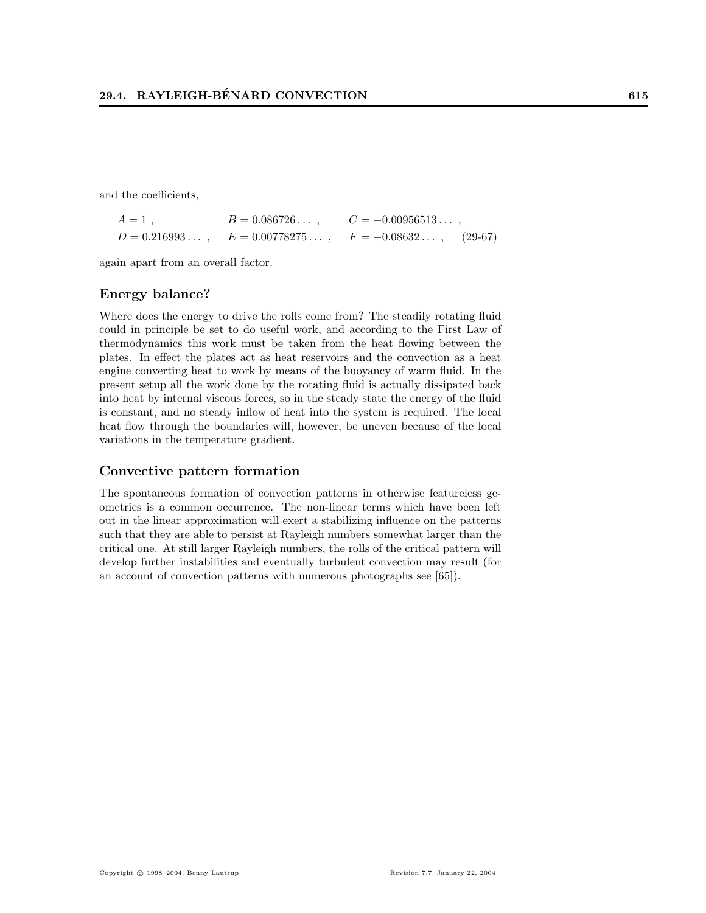and the coefficients,

$$
\begin{array}{lll}
A = 1\ , & B = 0.086726\ldots\ , & C = -0.00956513\ldots\ , \\
D = 0.216993\ldots\ , & E = 0.00778275\ldots\ , & F = -0.08632\ldots\ ,
\end{array}
\tag{29-67}
$$

again apart from an overall factor.

### Energy balance?

Where does the energy to drive the rolls come from? The steadily rotating fluid could in principle be set to do useful work, and according to the First Law of thermodynamics this work must be taken from the heat flowing between the plates. In effect the plates act as heat reservoirs and the convection as a heat engine converting heat to work by means of the buoyancy of warm fluid. In the present setup all the work done by the rotating fluid is actually dissipated back into heat by internal viscous forces, so in the steady state the energy of the fluid is constant, and no steady inflow of heat into the system is required. The local heat flow through the boundaries will, however, be uneven because of the local variations in the temperature gradient.

### Convective pattern formation

The spontaneous formation of convection patterns in otherwise featureless geometries is a common occurrence. The non-linear terms which have been left out in the linear approximation will exert a stabilizing influence on the patterns such that they are able to persist at Rayleigh numbers somewhat larger than the critical one. At still larger Rayleigh numbers, the rolls of the critical pattern will develop further instabilities and eventually turbulent convection may result (for an account of convection patterns with numerous photographs see [65]).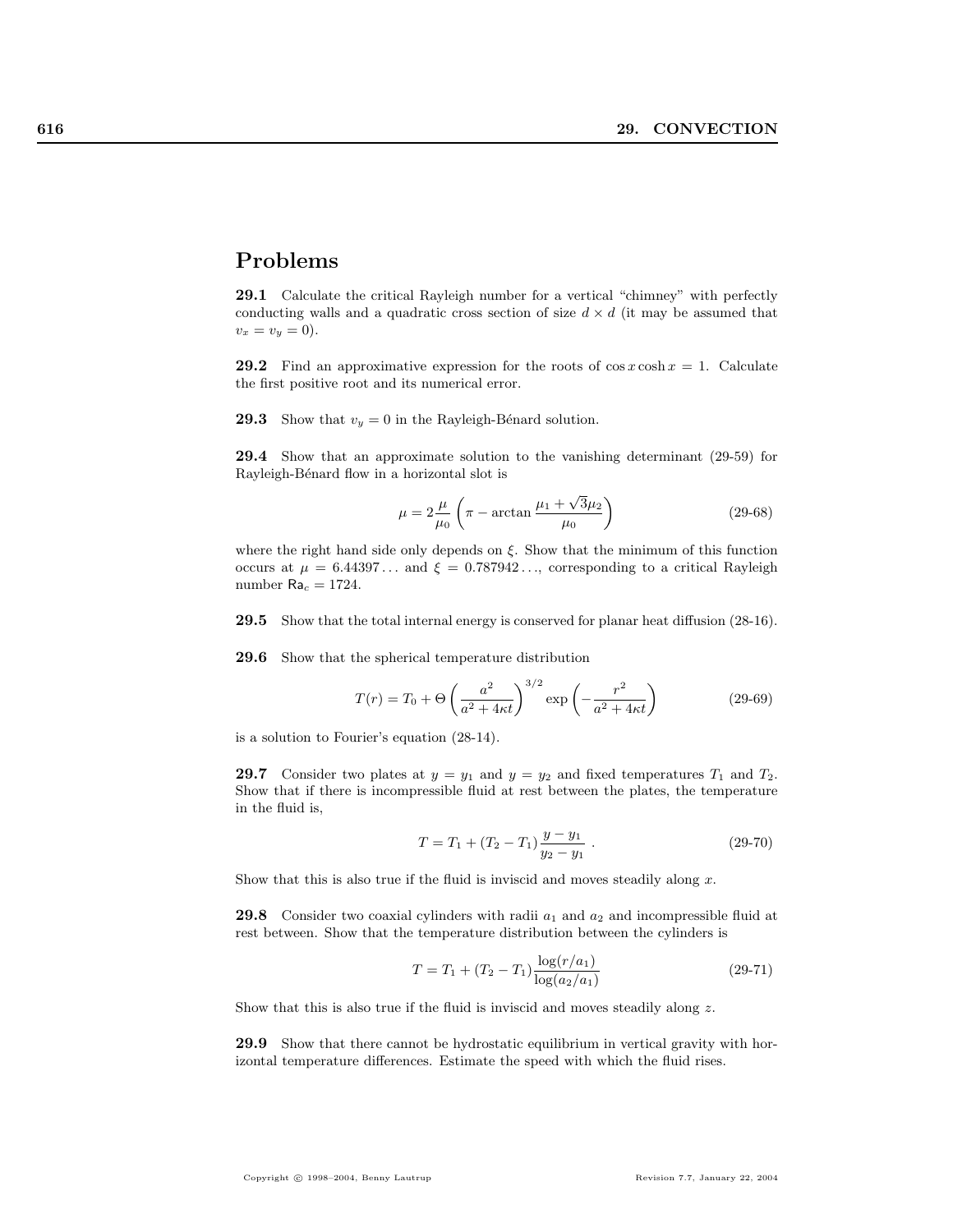## Problems

**29.1** Calculate the critical Rayleigh number for a vertical "chimney" with perfectly conducting walls and a quadratic cross section of size $d \times d$ (it may be assumed that $v_x = v_y = 0$).

**29.2** Find an approximative expression for the roots of $\cos x \cosh x = 1$. Calculate the first positive root and its numerical error.

**29.3** Show that $v_y = 0$ in the Rayleigh-Bénard solution.

**29.4** Show that an approximate solution to the vanishing determinant (29-59) for Rayleigh-Bénard flow in a horizontal slot is

$$\mu = 2\frac{\mu}{\mu_0}\left(\pi - \arctan\frac{\mu_1 + \sqrt{3}\mu_2}{\mu_0}\right) \tag{29-68}$$

where the right hand side only depends on $\xi$. Show that the minimum of this function occurs at $\mu = 6.44397\ldots$ and $\xi = 0.787942\ldots$, corresponding to a critical Rayleigh number $\mathsf{Ra}_c = 1724$.

**29.5** Show that the total internal energy is conserved for planar heat diffusion (28-16).

**29.6** Show that the spherical temperature distribution

$$T(r) = T_0 + \Theta\left(\frac{a^2}{a^2 + 4\kappa t}\right)^{3/2}\exp\left(-\frac{r^2}{a^2 + 4\kappa t}\right) \tag{29-69}$$

is a solution to Fourier's equation (28-14).

**29.7** Consider two plates at $y = y_1$ and $y = y_2$ and fixed temperatures $T_1$ and $T_2$. Show that if there is incompressible fluid at rest between the plates, the temperature in the fluid is,

$$T = T_1 + (T_2 - T_1)\frac{y - y_1}{y_2 - y_1}\ . \tag{29-70}$$

Show that this is also true if the fluid is inviscid and moves steadily along $x$.

**29.8** Consider two coaxial cylinders with radii $a_1$ and $a_2$ and incompressible fluid at rest between. Show that the temperature distribution between the cylinders is

$$T = T_1 + (T_2 - T_1)\frac{\log(r/a_1)}{\log(a_2/a_1)} \tag{29-71}$$

Show that this is also true if the fluid is inviscid and moves steadily along $z$.

**29.9** Show that there cannot be hydrostatic equilibrium in vertical gravity with horizontal temperature differences. Estimate the speed with which the fluid rises.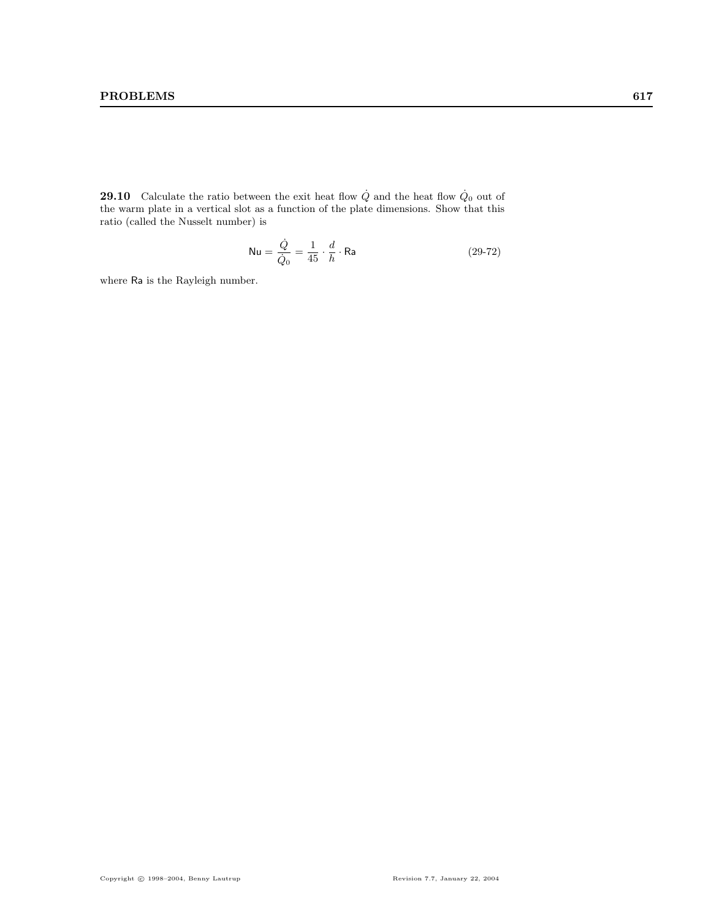**29.10** Calculate the ratio between the exit heat flow $\dot{Q}$ and the heat flow $\dot{Q}_0$ out of the warm plate in a vertical slot as a function of the plate dimensions. Show that this ratio (called the Nusselt number) is

$$\mathsf{Nu} = \frac{\dot{Q}}{\dot{Q}_0} = \frac{1}{45} \cdot \frac{d}{h} \cdot \mathsf{Ra} \tag{29-72}$$

where $\mathsf{Ra}$ is the Rayleigh number.